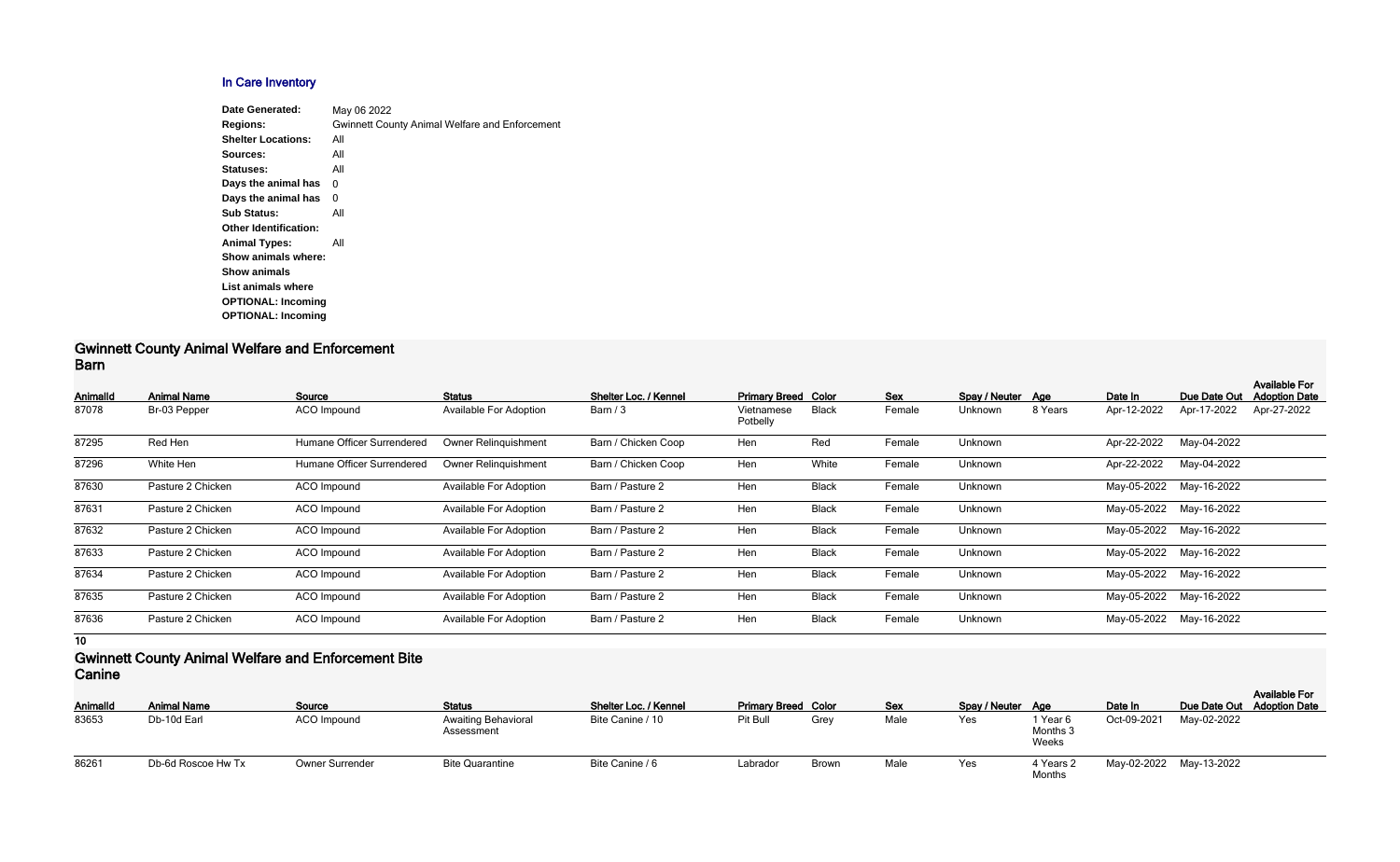## In Care Inventory

**Date Generated:** May 06 2022
**Regions:** Gwinnett County Animal Welfare and Enforcement
**Shelter Locations:** All
**Sources:** All
**Statuses:** All
**Days the animal has** 0
**Days the animal has** 0
**Sub Status:** All
**Other Identification:**
**Animal Types:** All
**Show animals where:**
**Show animals**
**List animals where**
**OPTIONAL: Incoming**
**OPTIONAL: Incoming**

# Gwinnett County Animal Welfare and Enforcement
## Barn

| AnimalId | Animal Name | Source | Status | Shelter Loc. / Kennel | Primary Breed | Color | Sex | Spay / Neuter | Age | Date In | Due Date Out | Available For Adoption Date |
|---|---|---|---|---|---|---|---|---|---|---|---|---|
| 87078 | Br-03 Pepper | ACO Impound | Available For Adoption | Barn / 3 | Vietnamese Potbelly | Black | Female | Unknown | 8 Years | Apr-12-2022 | Apr-17-2022 | Apr-27-2022 |
| 87295 | Red Hen | Humane Officer Surrendered | Owner Relinquishment | Barn / Chicken Coop | Hen | Red | Female | Unknown | | Apr-22-2022 | May-04-2022 | |
| 87296 | White Hen | Humane Officer Surrendered | Owner Relinquishment | Barn / Chicken Coop | Hen | White | Female | Unknown | | Apr-22-2022 | May-04-2022 | |
| 87630 | Pasture 2 Chicken | ACO Impound | Available For Adoption | Barn / Pasture 2 | Hen | Black | Female | Unknown | | May-05-2022 | May-16-2022 | |
| 87631 | Pasture 2 Chicken | ACO Impound | Available For Adoption | Barn / Pasture 2 | Hen | Black | Female | Unknown | | May-05-2022 | May-16-2022 | |
| 87632 | Pasture 2 Chicken | ACO Impound | Available For Adoption | Barn / Pasture 2 | Hen | Black | Female | Unknown | | May-05-2022 | May-16-2022 | |
| 87633 | Pasture 2 Chicken | ACO Impound | Available For Adoption | Barn / Pasture 2 | Hen | Black | Female | Unknown | | May-05-2022 | May-16-2022 | |
| 87634 | Pasture 2 Chicken | ACO Impound | Available For Adoption | Barn / Pasture 2 | Hen | Black | Female | Unknown | | May-05-2022 | May-16-2022 | |
| 87635 | Pasture 2 Chicken | ACO Impound | Available For Adoption | Barn / Pasture 2 | Hen | Black | Female | Unknown | | May-05-2022 | May-16-2022 | |
| 87636 | Pasture 2 Chicken | ACO Impound | Available For Adoption | Barn / Pasture 2 | Hen | Black | Female | Unknown | | May-05-2022 | May-16-2022 | |

**10**

# Gwinnett County Animal Welfare and Enforcement Bite
## Canine

| AnimalId | Animal Name | Source | Status | Shelter Loc. / Kennel | Primary Breed | Color | Sex | Spay / Neuter | Age | Date In | Due Date Out | Available For Adoption Date |
|---|---|---|---|---|---|---|---|---|---|---|---|---|
| 83653 | Db-10d Earl | ACO Impound | Awaiting Behavioral Assessment | Bite Canine / 10 | Pit Bull | Grey | Male | Yes | 1 Year 6 Months 3 Weeks | Oct-09-2021 | May-02-2022 | |
| 86261 | Db-6d Roscoe Hw Tx | Owner Surrender | Bite Quarantine | Bite Canine / 6 | Labrador | Brown | Male | Yes | 4 Years 2 Months | May-02-2022 | May-13-2022 | |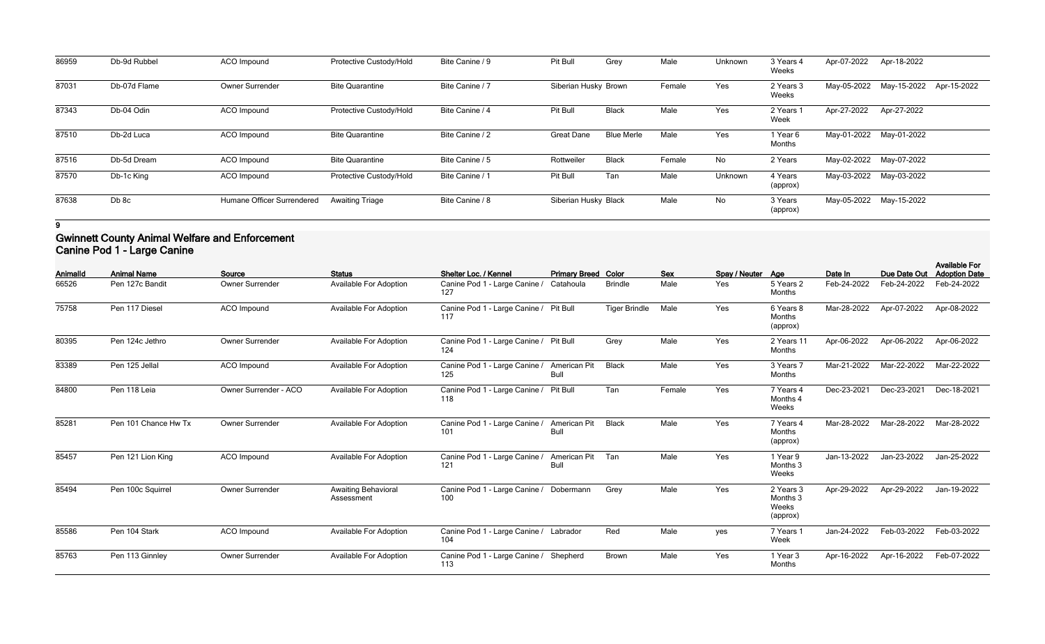| 86959 | Db-9d Rubbel | ACO Impound | Protective Custody/Hold | Bite Canine / 9 | Pit Bull | Grey | Male | Unknown | 3 Years 4 Weeks | Apr-07-2022 | Apr-18-2022 | |
|---|---|---|---|---|---|---|---|---|---|---|---|---|
| 87031 | Db-07d Flame | Owner Surrender | Bite Quarantine | Bite Canine / 7 | Siberian Husky | Brown | Female | Yes | 2 Years 3 Weeks | May-05-2022 | May-15-2022 | Apr-15-2022 |
| 87343 | Db-04 Odin | ACO Impound | Protective Custody/Hold | Bite Canine / 4 | Pit Bull | Black | Male | Yes | 2 Years 1 Week | Apr-27-2022 | Apr-27-2022 | |
| 87510 | Db-2d Luca | ACO Impound | Bite Quarantine | Bite Canine / 2 | Great Dane | Blue Merle | Male | Yes | 1 Year 6 Months | May-01-2022 | May-01-2022 | |
| 87516 | Db-5d Dream | ACO Impound | Bite Quarantine | Bite Canine / 5 | Rottweiler | Black | Female | No | 2 Years | May-02-2022 | May-07-2022 | |
| 87570 | Db-1c King | ACO Impound | Protective Custody/Hold | Bite Canine / 1 | Pit Bull | Tan | Male | Unknown | 4 Years (approx) | May-03-2022 | May-03-2022 | |
| 87638 | Db 8c | Humane Officer Surrendered | Awaiting Triage | Bite Canine / 8 | Siberian Husky | Black | Male | No | 3 Years (approx) | May-05-2022 | May-15-2022 | |

9

## Gwinnett County Animal Welfare and Enforcement
## Canine Pod 1 - Large Canine

| AnimalId | Animal Name | Source | Status | Shelter Loc. / Kennel | Primary Breed | Color | Sex | Spay / Neuter | Age | Date In | Due Date Out | Available For Adoption Date |
|---|---|---|---|---|---|---|---|---|---|---|---|---|
| 66526 | Pen 127c Bandit | Owner Surrender | Available For Adoption | Canine Pod 1 - Large Canine / 127 | Catahoula | Brindle | Male | Yes | 5 Years 2 Months | Feb-24-2022 | Feb-24-2022 | Feb-24-2022 |
| 75758 | Pen 117 Diesel | ACO Impound | Available For Adoption | Canine Pod 1 - Large Canine / 117 | Pit Bull | Tiger Brindle | Male | Yes | 6 Years 8 Months (approx) | Mar-28-2022 | Apr-07-2022 | Apr-08-2022 |
| 80395 | Pen 124c Jethro | Owner Surrender | Available For Adoption | Canine Pod 1 - Large Canine / 124 | Pit Bull | Grey | Male | Yes | 2 Years 11 Months | Apr-06-2022 | Apr-06-2022 | Apr-06-2022 |
| 83389 | Pen 125 Jellal | ACO Impound | Available For Adoption | Canine Pod 1 - Large Canine / 125 | American Pit Bull | Black | Male | Yes | 3 Years 7 Months | Mar-21-2022 | Mar-22-2022 | Mar-22-2022 |
| 84800 | Pen 118 Leia | Owner Surrender - ACO | Available For Adoption | Canine Pod 1 - Large Canine / 118 | Pit Bull | Tan | Female | Yes | 7 Years 4 Months 4 Weeks | Dec-23-2021 | Dec-23-2021 | Dec-18-2021 |
| 85281 | Pen 101 Chance Hw Tx | Owner Surrender | Available For Adoption | Canine Pod 1 - Large Canine / 101 | American Pit Bull | Black | Male | Yes | 7 Years 4 Months (approx) | Mar-28-2022 | Mar-28-2022 | Mar-28-2022 |
| 85457 | Pen 121 Lion King | ACO Impound | Available For Adoption | Canine Pod 1 - Large Canine / 121 | American Pit Bull | Tan | Male | Yes | 1 Year 9 Months 3 Weeks | Jan-13-2022 | Jan-23-2022 | Jan-25-2022 |
| 85494 | Pen 100c Squirrel | Owner Surrender | Awaiting Behavioral Assessment | Canine Pod 1 - Large Canine / 100 | Dobermann | Grey | Male | Yes | 2 Years 3 Months 3 Weeks (approx) | Apr-29-2022 | Apr-29-2022 | Jan-19-2022 |
| 85586 | Pen 104 Stark | ACO Impound | Available For Adoption | Canine Pod 1 - Large Canine / 104 | Labrador | Red | Male | yes | 7 Years 1 Week | Jan-24-2022 | Feb-03-2022 | Feb-03-2022 |
| 85763 | Pen 113 Ginnley | Owner Surrender | Available For Adoption | Canine Pod 1 - Large Canine / 113 | Shepherd | Brown | Male | Yes | 1 Year 3 Months | Apr-16-2022 | Apr-16-2022 | Feb-07-2022 |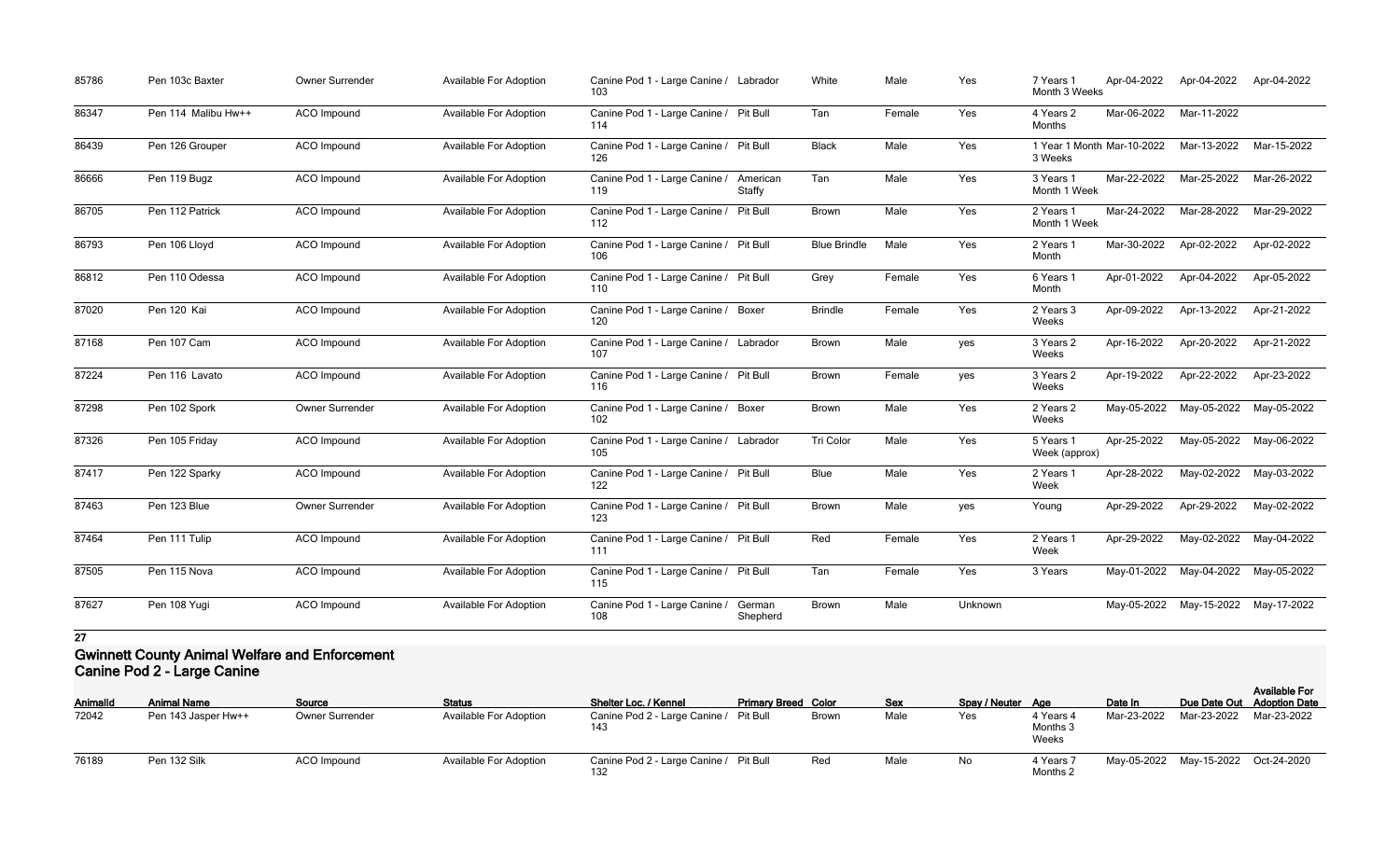| 85786 | Pen 103c Baxter | Owner Surrender | Available For Adoption | Canine Pod 1 - Large Canine / 103 | Labrador | White | Male | Yes | 7 Years 1 Month 3 Weeks | Apr-04-2022 | Apr-04-2022 | Apr-04-2022 |
|---|---|---|---|---|---|---|---|---|---|---|---|---|
| 86347 | Pen 114 Malibu Hw++ | ACO Impound | Available For Adoption | Canine Pod 1 - Large Canine / 114 | Pit Bull | Tan | Female | Yes | 4 Years 2 Months | Mar-06-2022 | Mar-11-2022 | |
| 86439 | Pen 126 Grouper | ACO Impound | Available For Adoption | Canine Pod 1 - Large Canine / 126 | Pit Bull | Black | Male | Yes | 1 Year 1 Month 3 Weeks | Mar-10-2022 | Mar-13-2022 | Mar-15-2022 |
| 86666 | Pen 119 Bugz | ACO Impound | Available For Adoption | Canine Pod 1 - Large Canine / 119 | American Staffy | Tan | Male | Yes | 3 Years 1 Month 1 Week | Mar-22-2022 | Mar-25-2022 | Mar-26-2022 |
| 86705 | Pen 112 Patrick | ACO Impound | Available For Adoption | Canine Pod 1 - Large Canine / 112 | Pit Bull | Brown | Male | Yes | 2 Years 1 Month 1 Week | Mar-24-2022 | Mar-28-2022 | Mar-29-2022 |
| 86793 | Pen 106 Lloyd | ACO Impound | Available For Adoption | Canine Pod 1 - Large Canine / 106 | Pit Bull | Blue Brindle | Male | Yes | 2 Years 1 Month | Mar-30-2022 | Apr-02-2022 | Apr-02-2022 |
| 86812 | Pen 110 Odessa | ACO Impound | Available For Adoption | Canine Pod 1 - Large Canine / 110 | Pit Bull | Grey | Female | Yes | 6 Years 1 Month | Apr-01-2022 | Apr-04-2022 | Apr-05-2022 |
| 87020 | Pen 120 Kai | ACO Impound | Available For Adoption | Canine Pod 1 - Large Canine / 120 | Boxer | Brindle | Female | Yes | 2 Years 3 Weeks | Apr-09-2022 | Apr-13-2022 | Apr-21-2022 |
| 87168 | Pen 107 Cam | ACO Impound | Available For Adoption | Canine Pod 1 - Large Canine / 107 | Labrador | Brown | Male | yes | 3 Years 2 Weeks | Apr-16-2022 | Apr-20-2022 | Apr-21-2022 |
| 87224 | Pen 116 Lavato | ACO Impound | Available For Adoption | Canine Pod 1 - Large Canine / 116 | Pit Bull | Brown | Female | yes | 3 Years 2 Weeks | Apr-19-2022 | Apr-22-2022 | Apr-23-2022 |
| 87298 | Pen 102 Spork | Owner Surrender | Available For Adoption | Canine Pod 1 - Large Canine / 102 | Boxer | Brown | Male | Yes | 2 Years 2 Weeks | May-05-2022 | May-05-2022 | May-05-2022 |
| 87326 | Pen 105 Friday | ACO Impound | Available For Adoption | Canine Pod 1 - Large Canine / 105 | Labrador | Tri Color | Male | Yes | 5 Years 1 Week (approx) | Apr-25-2022 | May-05-2022 | May-06-2022 |
| 87417 | Pen 122 Sparky | ACO Impound | Available For Adoption | Canine Pod 1 - Large Canine / 122 | Pit Bull | Blue | Male | Yes | 2 Years 1 Week | Apr-28-2022 | May-02-2022 | May-03-2022 |
| 87463 | Pen 123 Blue | Owner Surrender | Available For Adoption | Canine Pod 1 - Large Canine / 123 | Pit Bull | Brown | Male | yes | Young | Apr-29-2022 | Apr-29-2022 | May-02-2022 |
| 87464 | Pen 111 Tulip | ACO Impound | Available For Adoption | Canine Pod 1 - Large Canine / 111 | Pit Bull | Red | Female | Yes | 2 Years 1 Week | Apr-29-2022 | May-02-2022 | May-04-2022 |
| 87505 | Pen 115 Nova | ACO Impound | Available For Adoption | Canine Pod 1 - Large Canine / 115 | Pit Bull | Tan | Female | Yes | 3 Years | May-01-2022 | May-04-2022 | May-05-2022 |
| 87627 | Pen 108 Yugi | ACO Impound | Available For Adoption | Canine Pod 1 - Large Canine / 108 | German Shepherd | Brown | Male | Unknown | | May-05-2022 | May-15-2022 | May-17-2022 |

**27**

## Gwinnett County Animal Welfare and Enforcement

### Canine Pod 2 - Large Canine

| AnimalId | Animal Name | Source | Status | Shelter Loc. / Kennel | Primary Breed | Color | Sex | Spay / Neuter | Age | Date In | Due Date Out | Available For Adoption Date |
|---|---|---|---|---|---|---|---|---|---|---|---|---|
| 72042 | Pen 143 Jasper Hw++ | Owner Surrender | Available For Adoption | Canine Pod 2 - Large Canine / 143 | Pit Bull | Brown | Male | Yes | 4 Years 4 Months 3 Weeks | Mar-23-2022 | Mar-23-2022 | Mar-23-2022 |
| 76189 | Pen 132 Silk | ACO Impound | Available For Adoption | Canine Pod 2 - Large Canine / 132 | Pit Bull | Red | Male | No | 4 Years 7 Months 2 | May-05-2022 | May-15-2022 | Oct-24-2020 |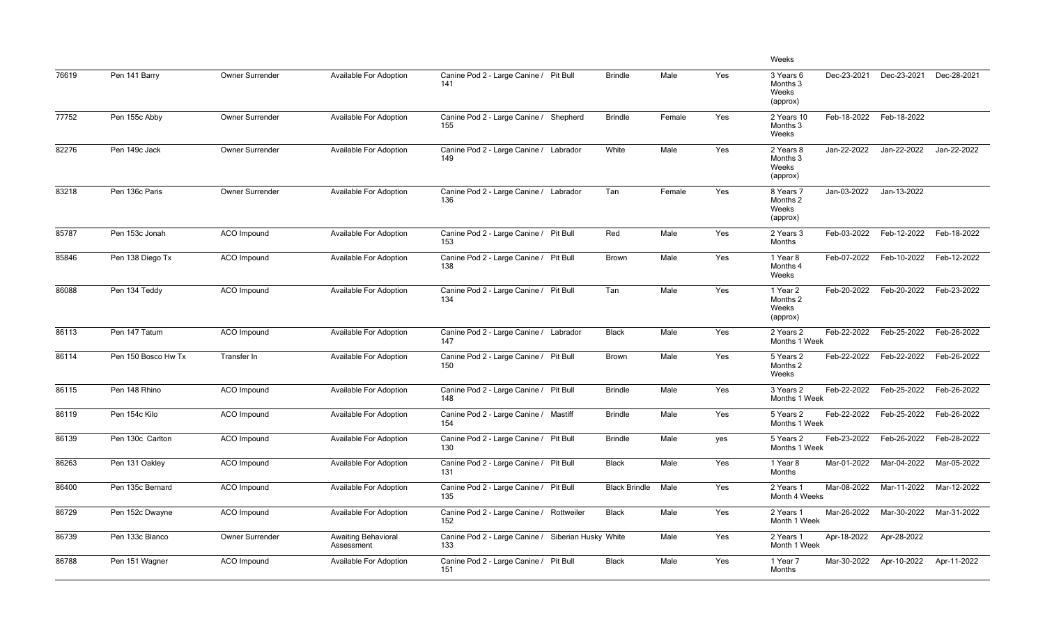| | | | | | | | | | | | | |
|---|---|---|---|---|---|---|---|---|---|---|---|---|
| | | | | | | | | | Weeks | | | |
| 76619 | Pen 141 Barry | Owner Surrender | Available For Adoption | Canine Pod 2 - Large Canine / 141 | Pit Bull | Brindle | Male | Yes | 3 Years 6 Months 3 Weeks (approx) | Dec-23-2021 | Dec-23-2021 | Dec-28-2021 |
| 77752 | Pen 155c Abby | Owner Surrender | Available For Adoption | Canine Pod 2 - Large Canine / 155 | Shepherd | Brindle | Female | Yes | 2 Years 10 Months 3 Weeks | Feb-18-2022 | Feb-18-2022 | |
| 82276 | Pen 149c Jack | Owner Surrender | Available For Adoption | Canine Pod 2 - Large Canine / 149 | Labrador | White | Male | Yes | 2 Years 8 Months 3 Weeks (approx) | Jan-22-2022 | Jan-22-2022 | Jan-22-2022 |
| 83218 | Pen 136c Paris | Owner Surrender | Available For Adoption | Canine Pod 2 - Large Canine / 136 | Labrador | Tan | Female | Yes | 8 Years 7 Months 2 Weeks (approx) | Jan-03-2022 | Jan-13-2022 | |
| 85787 | Pen 153c Jonah | ACO Impound | Available For Adoption | Canine Pod 2 - Large Canine / 153 | Pit Bull | Red | Male | Yes | 2 Years 3 Months | Feb-03-2022 | Feb-12-2022 | Feb-18-2022 |
| 85846 | Pen 138 Diego Tx | ACO Impound | Available For Adoption | Canine Pod 2 - Large Canine / 138 | Pit Bull | Brown | Male | Yes | 1 Year 8 Months 4 Weeks | Feb-07-2022 | Feb-10-2022 | Feb-12-2022 |
| 86088 | Pen 134 Teddy | ACO Impound | Available For Adoption | Canine Pod 2 - Large Canine / 134 | Pit Bull | Tan | Male | Yes | 1 Year 2 Months 2 Weeks (approx) | Feb-20-2022 | Feb-20-2022 | Feb-23-2022 |
| 86113 | Pen 147 Tatum | ACO Impound | Available For Adoption | Canine Pod 2 - Large Canine / 147 | Labrador | Black | Male | Yes | 2 Years 2 Months 1 Week | Feb-22-2022 | Feb-25-2022 | Feb-26-2022 |
| 86114 | Pen 150 Bosco Hw Tx | Transfer In | Available For Adoption | Canine Pod 2 - Large Canine / 150 | Pit Bull | Brown | Male | Yes | 5 Years 2 Months 2 Weeks | Feb-22-2022 | Feb-22-2022 | Feb-26-2022 |
| 86115 | Pen 148 Rhino | ACO Impound | Available For Adoption | Canine Pod 2 - Large Canine / 148 | Pit Bull | Brindle | Male | Yes | 3 Years 2 Months 1 Week | Feb-22-2022 | Feb-25-2022 | Feb-26-2022 |
| 86119 | Pen 154c Kilo | ACO Impound | Available For Adoption | Canine Pod 2 - Large Canine / 154 | Mastiff | Brindle | Male | Yes | 5 Years 2 Months 1 Week | Feb-22-2022 | Feb-25-2022 | Feb-26-2022 |
| 86139 | Pen 130c Carlton | ACO Impound | Available For Adoption | Canine Pod 2 - Large Canine / 130 | Pit Bull | Brindle | Male | yes | 5 Years 2 Months 1 Week | Feb-23-2022 | Feb-26-2022 | Feb-28-2022 |
| 86263 | Pen 131 Oakley | ACO Impound | Available For Adoption | Canine Pod 2 - Large Canine / 131 | Pit Bull | Black | Male | Yes | 1 Year 8 Months | Mar-01-2022 | Mar-04-2022 | Mar-05-2022 |
| 86400 | Pen 135c Bernard | ACO Impound | Available For Adoption | Canine Pod 2 - Large Canine / 135 | Pit Bull | Black Brindle | Male | Yes | 2 Years 1 Month 4 Weeks | Mar-08-2022 | Mar-11-2022 | Mar-12-2022 |
| 86729 | Pen 152c Dwayne | ACO Impound | Available For Adoption | Canine Pod 2 - Large Canine / 152 | Rottweiler | Black | Male | Yes | 2 Years 1 Month 1 Week | Mar-26-2022 | Mar-30-2022 | Mar-31-2022 |
| 86739 | Pen 133c Blanco | Owner Surrender | Awaiting Behavioral Assessment | Canine Pod 2 - Large Canine / 133 | Siberian Husky | White | Male | Yes | 2 Years 1 Month 1 Week | Apr-18-2022 | Apr-28-2022 | |
| 86788 | Pen 151 Wagner | ACO Impound | Available For Adoption | Canine Pod 2 - Large Canine / 151 | Pit Bull | Black | Male | Yes | 1 Year 7 Months | Mar-30-2022 | Apr-10-2022 | Apr-11-2022 |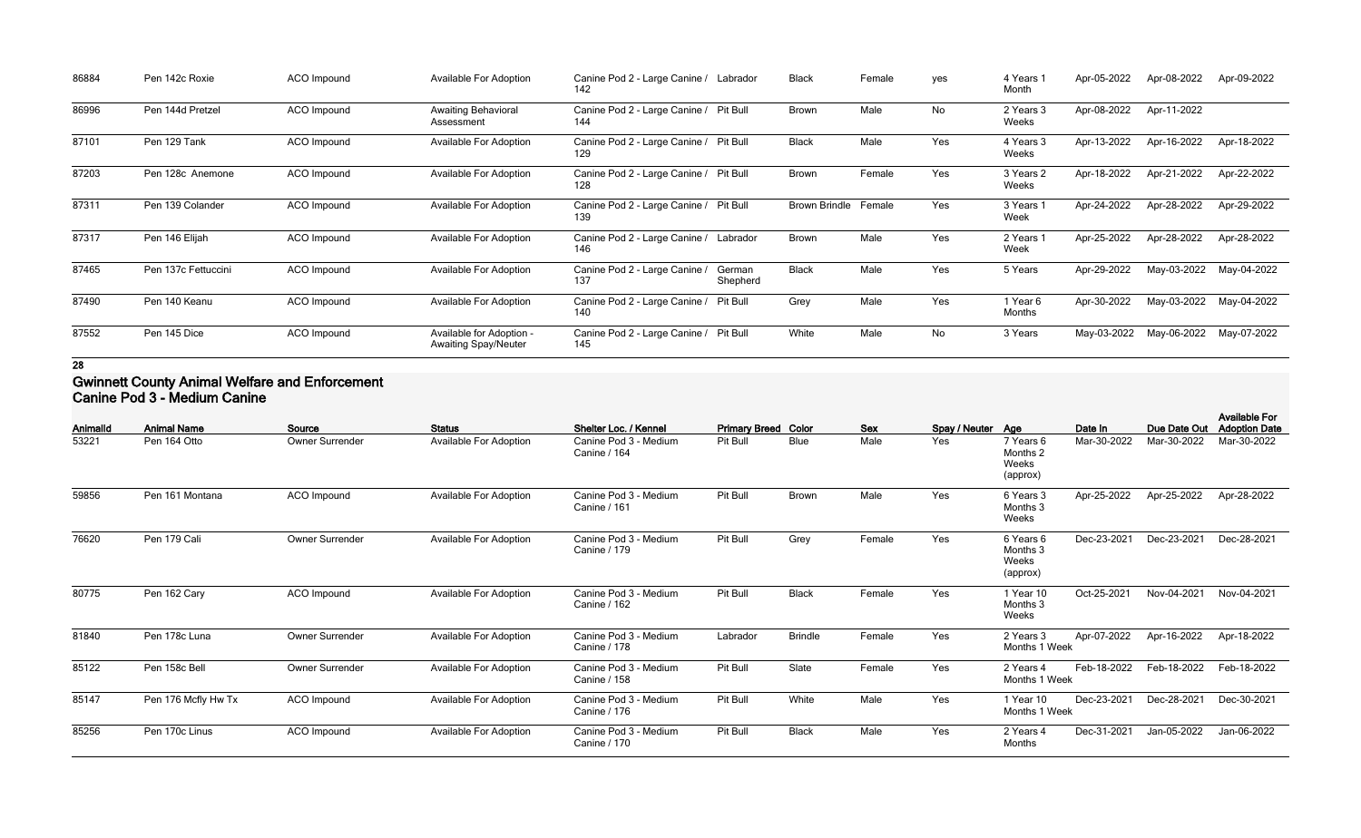| 86884 | Pen 142c Roxie | ACO Impound | Available For Adoption | Canine Pod 2 - Large Canine / 142 | Labrador | Black | Female | yes | 4 Years 1 Month | Apr-05-2022 | Apr-08-2022 | Apr-09-2022 |
|---|---|---|---|---|---|---|---|---|---|---|---|---|
| 86996 | Pen 144d Pretzel | ACO Impound | Awaiting Behavioral Assessment | Canine Pod 2 - Large Canine / 144 | Pit Bull | Brown | Male | No | 2 Years 3 Weeks | Apr-08-2022 | Apr-11-2022 | |
| 87101 | Pen 129 Tank | ACO Impound | Available For Adoption | Canine Pod 2 - Large Canine / 129 | Pit Bull | Black | Male | Yes | 4 Years 3 Weeks | Apr-13-2022 | Apr-16-2022 | Apr-18-2022 |
| 87203 | Pen 128c Anemone | ACO Impound | Available For Adoption | Canine Pod 2 - Large Canine / 128 | Pit Bull | Brown | Female | Yes | 3 Years 2 Weeks | Apr-18-2022 | Apr-21-2022 | Apr-22-2022 |
| 87311 | Pen 139 Colander | ACO Impound | Available For Adoption | Canine Pod 2 - Large Canine / 139 | Pit Bull | Brown Brindle | Female | Yes | 3 Years 1 Week | Apr-24-2022 | Apr-28-2022 | Apr-29-2022 |
| 87317 | Pen 146 Elijah | ACO Impound | Available For Adoption | Canine Pod 2 - Large Canine / 146 | Labrador | Brown | Male | Yes | 2 Years 1 Week | Apr-25-2022 | Apr-28-2022 | Apr-28-2022 |
| 87465 | Pen 137c Fettuccini | ACO Impound | Available For Adoption | Canine Pod 2 - Large Canine / 137 | German Shepherd | Black | Male | Yes | 5 Years | Apr-29-2022 | May-03-2022 | May-04-2022 |
| 87490 | Pen 140 Keanu | ACO Impound | Available For Adoption | Canine Pod 2 - Large Canine / 140 | Pit Bull | Grey | Male | Yes | 1 Year 6 Months | Apr-30-2022 | May-03-2022 | May-04-2022 |
| 87552 | Pen 145 Dice | ACO Impound | Available for Adoption - Awaiting Spay/Neuter | Canine Pod 2 - Large Canine / 145 | Pit Bull | White | Male | No | 3 Years | May-03-2022 | May-06-2022 | May-07-2022 |

**28**

## Gwinnett County Animal Welfare and Enforcement
## Canine Pod 3 - Medium Canine

| AnimalId | Animal Name | Source | Status | Shelter Loc. / Kennel | Primary Breed | Color | Sex | Spay / Neuter | Age | Date In | Due Date Out | Available For Adoption Date |
|---|---|---|---|---|---|---|---|---|---|---|---|---|
| 53221 | Pen 164 Otto | Owner Surrender | Available For Adoption | Canine Pod 3 - Medium Canine / 164 | Pit Bull | Blue | Male | Yes | 7 Years 6 Months 2 Weeks (approx) | Mar-30-2022 | Mar-30-2022 | Mar-30-2022 |
| 59856 | Pen 161 Montana | ACO Impound | Available For Adoption | Canine Pod 3 - Medium Canine / 161 | Pit Bull | Brown | Male | Yes | 6 Years 3 Months 3 Weeks | Apr-25-2022 | Apr-25-2022 | Apr-28-2022 |
| 76620 | Pen 179 Cali | Owner Surrender | Available For Adoption | Canine Pod 3 - Medium Canine / 179 | Pit Bull | Grey | Female | Yes | 6 Years 6 Months 3 Weeks (approx) | Dec-23-2021 | Dec-23-2021 | Dec-28-2021 |
| 80775 | Pen 162 Cary | ACO Impound | Available For Adoption | Canine Pod 3 - Medium Canine / 162 | Pit Bull | Black | Female | Yes | 1 Year 10 Months 3 Weeks | Oct-25-2021 | Nov-04-2021 | Nov-04-2021 |
| 81840 | Pen 178c Luna | Owner Surrender | Available For Adoption | Canine Pod 3 - Medium Canine / 178 | Labrador | Brindle | Female | Yes | 2 Years 3 Months 1 Week | Apr-07-2022 | Apr-16-2022 | Apr-18-2022 |
| 85122 | Pen 158c Bell | Owner Surrender | Available For Adoption | Canine Pod 3 - Medium Canine / 158 | Pit Bull | Slate | Female | Yes | 2 Years 4 Months 1 Week | Feb-18-2022 | Feb-18-2022 | Feb-18-2022 |
| 85147 | Pen 176 Mcfly Hw Tx | ACO Impound | Available For Adoption | Canine Pod 3 - Medium Canine / 176 | Pit Bull | White | Male | Yes | 1 Year 10 Months 1 Week | Dec-23-2021 | Dec-28-2021 | Dec-30-2021 |
| 85256 | Pen 170c Linus | ACO Impound | Available For Adoption | Canine Pod 3 - Medium Canine / 170 | Pit Bull | Black | Male | Yes | 2 Years 4 Months | Dec-31-2021 | Jan-05-2022 | Jan-06-2022 |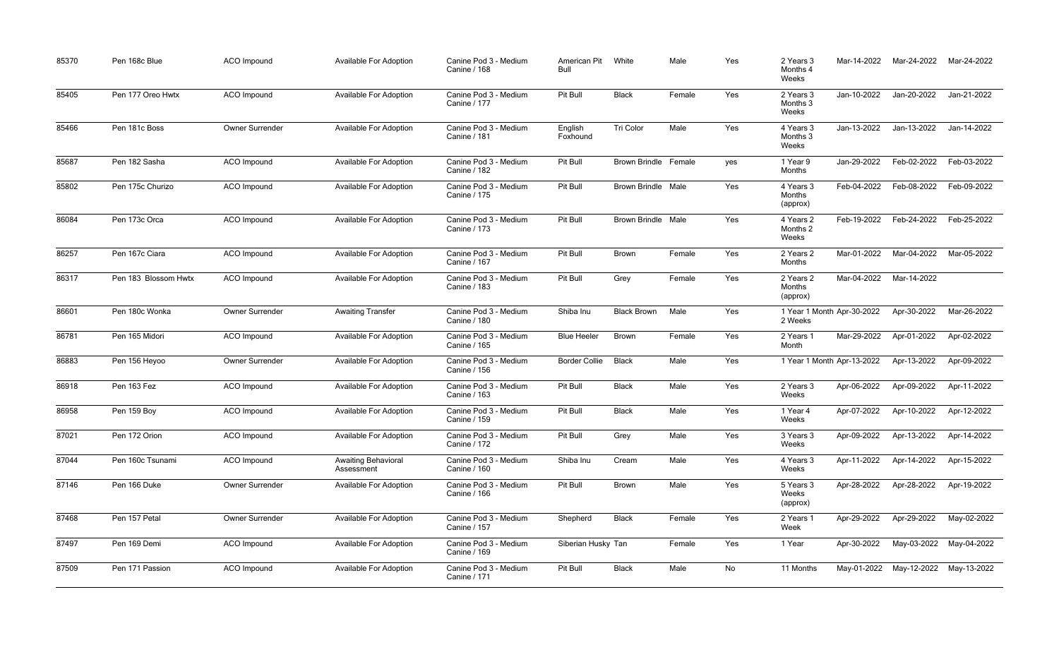| | | | | | | | | | | | | | |
|---|---|---|---|---|---|---|---|---|---|---|---|---|---|
| 85370 | Pen 168c Blue | ACO Impound | Available For Adoption | Canine Pod 3 - Medium Canine / 168 | American Pit Bull | White | Male | Yes | 2 Years 3 Months 4 Weeks | Mar-14-2022 | Mar-24-2022 | Mar-24-2022 |
| 85405 | Pen 177 Oreo Hwtx | ACO Impound | Available For Adoption | Canine Pod 3 - Medium Canine / 177 | Pit Bull | Black | Female | Yes | 2 Years 3 Months 3 Weeks | Jan-10-2022 | Jan-20-2022 | Jan-21-2022 |
| 85466 | Pen 181c Boss | Owner Surrender | Available For Adoption | Canine Pod 3 - Medium Canine / 181 | English Foxhound | Tri Color | Male | Yes | 4 Years 3 Months 3 Weeks | Jan-13-2022 | Jan-13-2022 | Jan-14-2022 |
| 85687 | Pen 182 Sasha | ACO Impound | Available For Adoption | Canine Pod 3 - Medium Canine / 182 | Pit Bull | Brown Brindle | Female | yes | 1 Year 9 Months | Jan-29-2022 | Feb-02-2022 | Feb-03-2022 |
| 85802 | Pen 175c Churizo | ACO Impound | Available For Adoption | Canine Pod 3 - Medium Canine / 175 | Pit Bull | Brown Brindle | Male | Yes | 4 Years 3 Months (approx) | Feb-04-2022 | Feb-08-2022 | Feb-09-2022 |
| 86084 | Pen 173c Orca | ACO Impound | Available For Adoption | Canine Pod 3 - Medium Canine / 173 | Pit Bull | Brown Brindle | Male | Yes | 4 Years 2 Months 2 Weeks | Feb-19-2022 | Feb-24-2022 | Feb-25-2022 |
| 86257 | Pen 167c Ciara | ACO Impound | Available For Adoption | Canine Pod 3 - Medium Canine / 167 | Pit Bull | Brown | Female | Yes | 2 Years 2 Months | Mar-01-2022 | Mar-04-2022 | Mar-05-2022 |
| 86317 | Pen 183 Blossom Hwtx | ACO Impound | Available For Adoption | Canine Pod 3 - Medium Canine / 183 | Pit Bull | Grey | Female | Yes | 2 Years 2 Months (approx) | Mar-04-2022 | Mar-14-2022 | |
| 86601 | Pen 180c Wonka | Owner Surrender | Awaiting Transfer | Canine Pod 3 - Medium Canine / 180 | Shiba Inu | Black Brown | Male | Yes | 1 Year 1 Month 2 Weeks | Apr-30-2022 | Apr-30-2022 | Mar-26-2022 |
| 86781 | Pen 165 Midori | ACO Impound | Available For Adoption | Canine Pod 3 - Medium Canine / 165 | Blue Heeler | Brown | Female | Yes | 2 Years 1 Month | Mar-29-2022 | Apr-01-2022 | Apr-02-2022 |
| 86883 | Pen 156 Heyoo | Owner Surrender | Available For Adoption | Canine Pod 3 - Medium Canine / 156 | Border Collie | Black | Male | Yes | 1 Year 1 Month | Apr-13-2022 | Apr-13-2022 | Apr-09-2022 |
| 86918 | Pen 163 Fez | ACO Impound | Available For Adoption | Canine Pod 3 - Medium Canine / 163 | Pit Bull | Black | Male | Yes | 2 Years 3 Weeks | Apr-06-2022 | Apr-09-2022 | Apr-11-2022 |
| 86958 | Pen 159 Boy | ACO Impound | Available For Adoption | Canine Pod 3 - Medium Canine / 159 | Pit Bull | Black | Male | Yes | 1 Year 4 Weeks | Apr-07-2022 | Apr-10-2022 | Apr-12-2022 |
| 87021 | Pen 172 Orion | ACO Impound | Available For Adoption | Canine Pod 3 - Medium Canine / 172 | Pit Bull | Grey | Male | Yes | 3 Years 3 Weeks | Apr-09-2022 | Apr-13-2022 | Apr-14-2022 |
| 87044 | Pen 160c Tsunami | ACO Impound | Awaiting Behavioral Assessment | Canine Pod 3 - Medium Canine / 160 | Shiba Inu | Cream | Male | Yes | 4 Years 3 Weeks | Apr-11-2022 | Apr-14-2022 | Apr-15-2022 |
| 87146 | Pen 166 Duke | Owner Surrender | Available For Adoption | Canine Pod 3 - Medium Canine / 166 | Pit Bull | Brown | Male | Yes | 5 Years 3 Weeks (approx) | Apr-28-2022 | Apr-28-2022 | Apr-19-2022 |
| 87468 | Pen 157 Petal | Owner Surrender | Available For Adoption | Canine Pod 3 - Medium Canine / 157 | Shepherd | Black | Female | Yes | 2 Years 1 Week | Apr-29-2022 | Apr-29-2022 | May-02-2022 |
| 87497 | Pen 169 Demi | ACO Impound | Available For Adoption | Canine Pod 3 - Medium Canine / 169 | Siberian Husky | Tan | Female | Yes | 1 Year | Apr-30-2022 | May-03-2022 | May-04-2022 |
| 87509 | Pen 171 Passion | ACO Impound | Available For Adoption | Canine Pod 3 - Medium Canine / 171 | Pit Bull | Black | Male | No | 11 Months | May-01-2022 | May-12-2022 | May-13-2022 |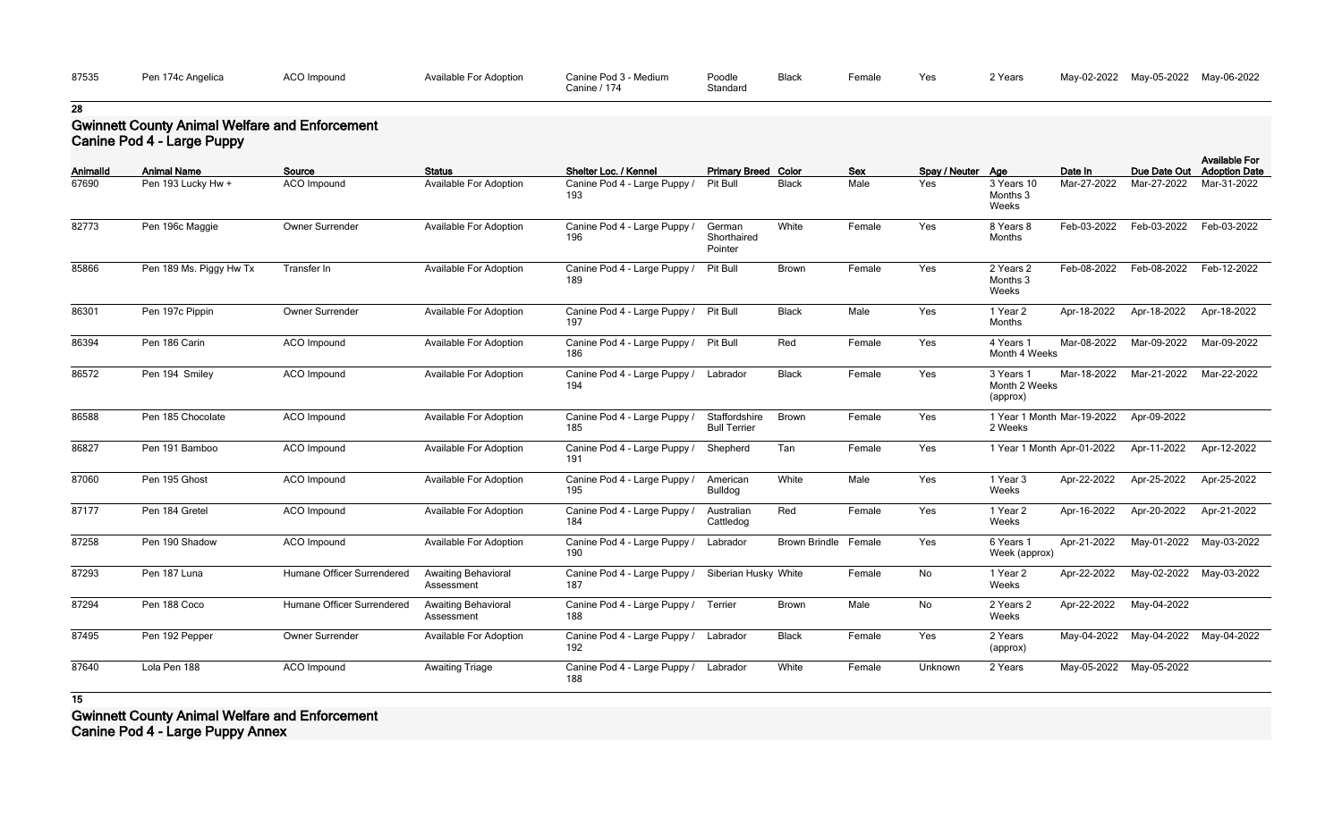| 87535 | Pen 174c Angelica | ACO Impound | Available For Adoption | Canine Pod 3 - Medium Canine / 174 | Poodle Standard | Black | Female | Yes | 2 Years | May-02-2022 | May-05-2022 | May-06-2022 |
|---|---|---|---|---|---|---|---|---|---|---|---|---|

**28**

## Gwinnett County Animal Welfare and Enforcement
### Canine Pod 4 - Large Puppy

| AnimalId | Animal Name | Source | Status | Shelter Loc. / Kennel | Primary Breed | Color | Sex | Spay / Neuter | Age | Date In | Due Date Out | Available For Adoption Date |
|---|---|---|---|---|---|---|---|---|---|---|---|---|
| 67690 | Pen 193 Lucky Hw + | ACO Impound | Available For Adoption | Canine Pod 4 - Large Puppy / 193 | Pit Bull | Black | Male | Yes | 3 Years 10 Months 3 Weeks | Mar-27-2022 | Mar-27-2022 | Mar-31-2022 |
| 82773 | Pen 196c Maggie | Owner Surrender | Available For Adoption | Canine Pod 4 - Large Puppy / 196 | German Shorthaired Pointer | White | Female | Yes | 8 Years 8 Months | Feb-03-2022 | Feb-03-2022 | Feb-03-2022 |
| 85866 | Pen 189 Ms. Piggy Hw Tx | Transfer In | Available For Adoption | Canine Pod 4 - Large Puppy / 189 | Pit Bull | Brown | Female | Yes | 2 Years 2 Months 3 Weeks | Feb-08-2022 | Feb-08-2022 | Feb-12-2022 |
| 86301 | Pen 197c Pippin | Owner Surrender | Available For Adoption | Canine Pod 4 - Large Puppy / 197 | Pit Bull | Black | Male | Yes | 1 Year 2 Months | Apr-18-2022 | Apr-18-2022 | Apr-18-2022 |
| 86394 | Pen 186 Carin | ACO Impound | Available For Adoption | Canine Pod 4 - Large Puppy / 186 | Pit Bull | Red | Female | Yes | 4 Years 1 Month 4 Weeks | Mar-08-2022 | Mar-09-2022 | Mar-09-2022 |
| 86572 | Pen 194 Smiley | ACO Impound | Available For Adoption | Canine Pod 4 - Large Puppy / 194 | Labrador | Black | Female | Yes | 3 Years 1 Month 2 Weeks (approx) | Mar-18-2022 | Mar-21-2022 | Mar-22-2022 |
| 86588 | Pen 185 Chocolate | ACO Impound | Available For Adoption | Canine Pod 4 - Large Puppy / 185 | Staffordshire Bull Terrier | Brown | Female | Yes | 1 Year 1 Month 2 Weeks | Mar-19-2022 | Apr-09-2022 | |
| 86827 | Pen 191 Bamboo | ACO Impound | Available For Adoption | Canine Pod 4 - Large Puppy / 191 | Shepherd | Tan | Female | Yes | 1 Year 1 Month | Apr-01-2022 | Apr-11-2022 | Apr-12-2022 |
| 87060 | Pen 195 Ghost | ACO Impound | Available For Adoption | Canine Pod 4 - Large Puppy / 195 | American Bulldog | White | Male | Yes | 1 Year 3 Weeks | Apr-22-2022 | Apr-25-2022 | Apr-25-2022 |
| 87177 | Pen 184 Gretel | ACO Impound | Available For Adoption | Canine Pod 4 - Large Puppy / 184 | Australian Cattledog | Red | Female | Yes | 1 Year 2 Weeks | Apr-16-2022 | Apr-20-2022 | Apr-21-2022 |
| 87258 | Pen 190 Shadow | ACO Impound | Available For Adoption | Canine Pod 4 - Large Puppy / 190 | Labrador | Brown Brindle | Female | Yes | 6 Years 1 Week (approx) | Apr-21-2022 | May-01-2022 | May-03-2022 |
| 87293 | Pen 187 Luna | Humane Officer Surrendered | Awaiting Behavioral Assessment | Canine Pod 4 - Large Puppy / 187 | Siberian Husky | White | Female | No | 1 Year 2 Weeks | Apr-22-2022 | May-02-2022 | May-03-2022 |
| 87294 | Pen 188 Coco | Humane Officer Surrendered | Awaiting Behavioral Assessment | Canine Pod 4 - Large Puppy / 188 | Terrier | Brown | Male | No | 2 Years 2 Weeks | Apr-22-2022 | May-04-2022 | |
| 87495 | Pen 192 Pepper | Owner Surrender | Available For Adoption | Canine Pod 4 - Large Puppy / 192 | Labrador | Black | Female | Yes | 2 Years (approx) | May-04-2022 | May-04-2022 | May-04-2022 |
| 87640 | Lola Pen 188 | ACO Impound | Awaiting Triage | Canine Pod 4 - Large Puppy / 188 | Labrador | White | Female | Unknown | 2 Years | May-05-2022 | May-05-2022 | |

**15**

## Gwinnett County Animal Welfare and Enforcement
### Canine Pod 4 - Large Puppy Annex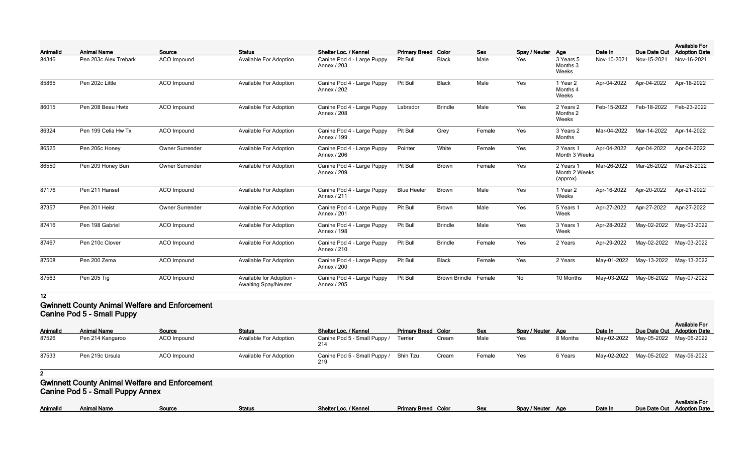| AnimalId | Animal Name | Source | Status | Shelter Loc. / Kennel | Primary Breed | Color | Sex | Spay / Neuter | Age | Date In | Due Date Out | Available For Adoption Date |
|---|---|---|---|---|---|---|---|---|---|---|---|---|
| 84346 | Pen 203c Alex Trebark | ACO Impound | Available For Adoption | Canine Pod 4 - Large Puppy Annex / 203 | Pit Bull | Black | Male | Yes | 3 Years 5 Months 3 Weeks | Nov-10-2021 | Nov-15-2021 | Nov-16-2021 |
| 85865 | Pen 202c Little | ACO Impound | Available For Adoption | Canine Pod 4 - Large Puppy Annex / 202 | Pit Bull | Black | Male | Yes | 1 Year 2 Months 4 Weeks | Apr-04-2022 | Apr-04-2022 | Apr-18-2022 |
| 86015 | Pen 208 Beau Hwtx | ACO Impound | Available For Adoption | Canine Pod 4 - Large Puppy Annex / 208 | Labrador | Brindle | Male | Yes | 2 Years 2 Months 2 Weeks | Feb-15-2022 | Feb-18-2022 | Feb-23-2022 |
| 86324 | Pen 199 Celia Hw Tx | ACO Impound | Available For Adoption | Canine Pod 4 - Large Puppy Annex / 199 | Pit Bull | Grey | Female | Yes | 3 Years 2 Months | Mar-04-2022 | Mar-14-2022 | Apr-14-2022 |
| 86525 | Pen 206c Honey | Owner Surrender | Available For Adoption | Canine Pod 4 - Large Puppy Annex / 206 | Pointer | White | Female | Yes | 2 Years 1 Month 3 Weeks | Apr-04-2022 | Apr-04-2022 | Apr-04-2022 |
| 86550 | Pen 209 Honey Bun | Owner Surrender | Available For Adoption | Canine Pod 4 - Large Puppy Annex / 209 | Pit Bull | Brown | Female | Yes | 2 Years 1 Month 2 Weeks (approx) | Mar-26-2022 | Mar-26-2022 | Mar-26-2022 |
| 87176 | Pen 211 Hansel | ACO Impound | Available For Adoption | Canine Pod 4 - Large Puppy Annex / 211 | Blue Heeler | Brown | Male | Yes | 1 Year 2 Weeks | Apr-16-2022 | Apr-20-2022 | Apr-21-2022 |
| 87357 | Pen 201 Heist | Owner Surrender | Available For Adoption | Canine Pod 4 - Large Puppy Annex / 201 | Pit Bull | Brown | Male | Yes | 5 Years 1 Week | Apr-27-2022 | Apr-27-2022 | Apr-27-2022 |
| 87416 | Pen 198 Gabriel | ACO Impound | Available For Adoption | Canine Pod 4 - Large Puppy Annex / 198 | Pit Bull | Brindle | Male | Yes | 3 Years 1 Week | Apr-28-2022 | May-02-2022 | May-03-2022 |
| 87467 | Pen 210c Clover | ACO Impound | Available For Adoption | Canine Pod 4 - Large Puppy Annex / 210 | Pit Bull | Brindle | Female | Yes | 2 Years | Apr-29-2022 | May-02-2022 | May-03-2022 |
| 87508 | Pen 200 Zema | ACO Impound | Available For Adoption | Canine Pod 4 - Large Puppy Annex / 200 | Pit Bull | Black | Female | Yes | 2 Years | May-01-2022 | May-13-2022 | May-13-2022 |
| 87563 | Pen 205 Tig | ACO Impound | Available for Adoption - Awaiting Spay/Neuter | Canine Pod 4 - Large Puppy Annex / 205 | Pit Bull | Brown Brindle | Female | No | 10 Months | May-03-2022 | May-06-2022 | May-07-2022 |

**12**

## Gwinnett County Animal Welfare and Enforcement
### Canine Pod 5 - Small Puppy

| AnimalId | Animal Name | Source | Status | Shelter Loc. / Kennel | Primary Breed | Color | Sex | Spay / Neuter | Age | Date In | Due Date Out | Available For Adoption Date |
|---|---|---|---|---|---|---|---|---|---|---|---|---|
| 87526 | Pen 214 Kangaroo | ACO Impound | Available For Adoption | Canine Pod 5 - Small Puppy / 214 | Terrier | Cream | Male | Yes | 8 Months | May-02-2022 | May-05-2022 | May-06-2022 |
| 87533 | Pen 219c Ursula | ACO Impound | Available For Adoption | Canine Pod 5 - Small Puppy / 219 | Shih Tzu | Cream | Female | Yes | 6 Years | May-02-2022 | May-05-2022 | May-06-2022 |

**2**

## Gwinnett County Animal Welfare and Enforcement
### Canine Pod 5 - Small Puppy Annex

| AnimalId | Animal Name | Source | Status | Shelter Loc. / Kennel | Primary Breed | Color | Sex | Spay / Neuter | Age | Date In | Due Date Out | Available For Adoption Date |
|---|---|---|---|---|---|---|---|---|---|---|---|---|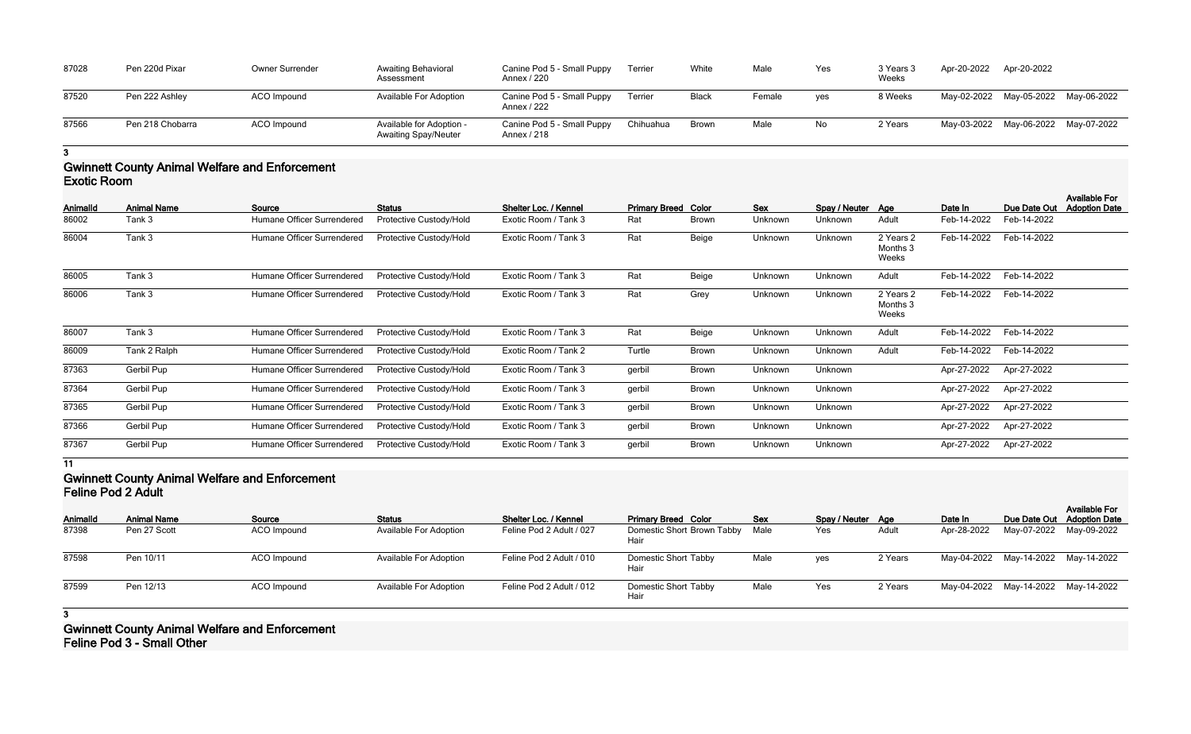| AnimalId | Animal Name | Source | Status | Shelter Loc. / Kennel | Primary Breed | Color | Sex | Spay / Neuter | Age | Date In | Due Date Out | Available For Adoption Date |
|---|---|---|---|---|---|---|---|---|---|---|---|---|
| 87028 | Pen 220d Pixar | Owner Surrender | Awaiting Behavioral Assessment | Canine Pod 5 - Small Puppy Annex / 220 | Terrier | White | Male | Yes | 3 Years 3 Weeks | Apr-20-2022 | Apr-20-2022 | |
| 87520 | Pen 222 Ashley | ACO Impound | Available For Adoption | Canine Pod 5 - Small Puppy Annex / 222 | Terrier | Black | Female | yes | 8 Weeks | May-02-2022 | May-05-2022 | May-06-2022 |
| 87566 | Pen 218 Chobarra | ACO Impound | Available for Adoption - Awaiting Spay/Neuter | Canine Pod 5 - Small Puppy Annex / 218 | Chihuahua | Brown | Male | No | 2 Years | May-03-2022 | May-06-2022 | May-07-2022 |

3

## Gwinnett County Animal Welfare and Enforcement
### Exotic Room

| AnimalId | Animal Name | Source | Status | Shelter Loc. / Kennel | Primary Breed | Color | Sex | Spay / Neuter | Age | Date In | Due Date Out | Available For Adoption Date |
|---|---|---|---|---|---|---|---|---|---|---|---|---|
| 86002 | Tank 3 | Humane Officer Surrendered | Protective Custody/Hold | Exotic Room / Tank 3 | Rat | Brown | Unknown | Unknown | Adult | Feb-14-2022 | Feb-14-2022 | |
| 86004 | Tank 3 | Humane Officer Surrendered | Protective Custody/Hold | Exotic Room / Tank 3 | Rat | Beige | Unknown | Unknown | 2 Years 2 Months 3 Weeks | Feb-14-2022 | Feb-14-2022 | |
| 86005 | Tank 3 | Humane Officer Surrendered | Protective Custody/Hold | Exotic Room / Tank 3 | Rat | Beige | Unknown | Unknown | Adult | Feb-14-2022 | Feb-14-2022 | |
| 86006 | Tank 3 | Humane Officer Surrendered | Protective Custody/Hold | Exotic Room / Tank 3 | Rat | Grey | Unknown | Unknown | 2 Years 2 Months 3 Weeks | Feb-14-2022 | Feb-14-2022 | |
| 86007 | Tank 3 | Humane Officer Surrendered | Protective Custody/Hold | Exotic Room / Tank 3 | Rat | Beige | Unknown | Unknown | Adult | Feb-14-2022 | Feb-14-2022 | |
| 86009 | Tank 2 Ralph | Humane Officer Surrendered | Protective Custody/Hold | Exotic Room / Tank 2 | Turtle | Brown | Unknown | Unknown | Adult | Feb-14-2022 | Feb-14-2022 | |
| 87363 | Gerbil Pup | Humane Officer Surrendered | Protective Custody/Hold | Exotic Room / Tank 3 | gerbil | Brown | Unknown | Unknown | | Apr-27-2022 | Apr-27-2022 | |
| 87364 | Gerbil Pup | Humane Officer Surrendered | Protective Custody/Hold | Exotic Room / Tank 3 | gerbil | Brown | Unknown | Unknown | | Apr-27-2022 | Apr-27-2022 | |
| 87365 | Gerbil Pup | Humane Officer Surrendered | Protective Custody/Hold | Exotic Room / Tank 3 | gerbil | Brown | Unknown | Unknown | | Apr-27-2022 | Apr-27-2022 | |
| 87366 | Gerbil Pup | Humane Officer Surrendered | Protective Custody/Hold | Exotic Room / Tank 3 | gerbil | Brown | Unknown | Unknown | | Apr-27-2022 | Apr-27-2022 | |
| 87367 | Gerbil Pup | Humane Officer Surrendered | Protective Custody/Hold | Exotic Room / Tank 3 | gerbil | Brown | Unknown | Unknown | | Apr-27-2022 | Apr-27-2022 | |

11

## Gwinnett County Animal Welfare and Enforcement
### Feline Pod 2 Adult

| AnimalId | Animal Name | Source | Status | Shelter Loc. / Kennel | Primary Breed | Color | Sex | Spay / Neuter | Age | Date In | Due Date Out | Available For Adoption Date |
|---|---|---|---|---|---|---|---|---|---|---|---|---|
| 87398 | Pen 27 Scott | ACO Impound | Available For Adoption | Feline Pod 2 Adult / 027 | Domestic Short Hair | Brown Tabby | Male | Yes | Adult | Apr-28-2022 | May-07-2022 | May-09-2022 |
| 87598 | Pen 10/11 | ACO Impound | Available For Adoption | Feline Pod 2 Adult / 010 | Domestic Short Hair | Tabby | Male | yes | 2 Years | May-04-2022 | May-14-2022 | May-14-2022 |
| 87599 | Pen 12/13 | ACO Impound | Available For Adoption | Feline Pod 2 Adult / 012 | Domestic Short Hair | Tabby | Male | Yes | 2 Years | May-04-2022 | May-14-2022 | May-14-2022 |

3

## Gwinnett County Animal Welfare and Enforcement
### Feline Pod 3 - Small Other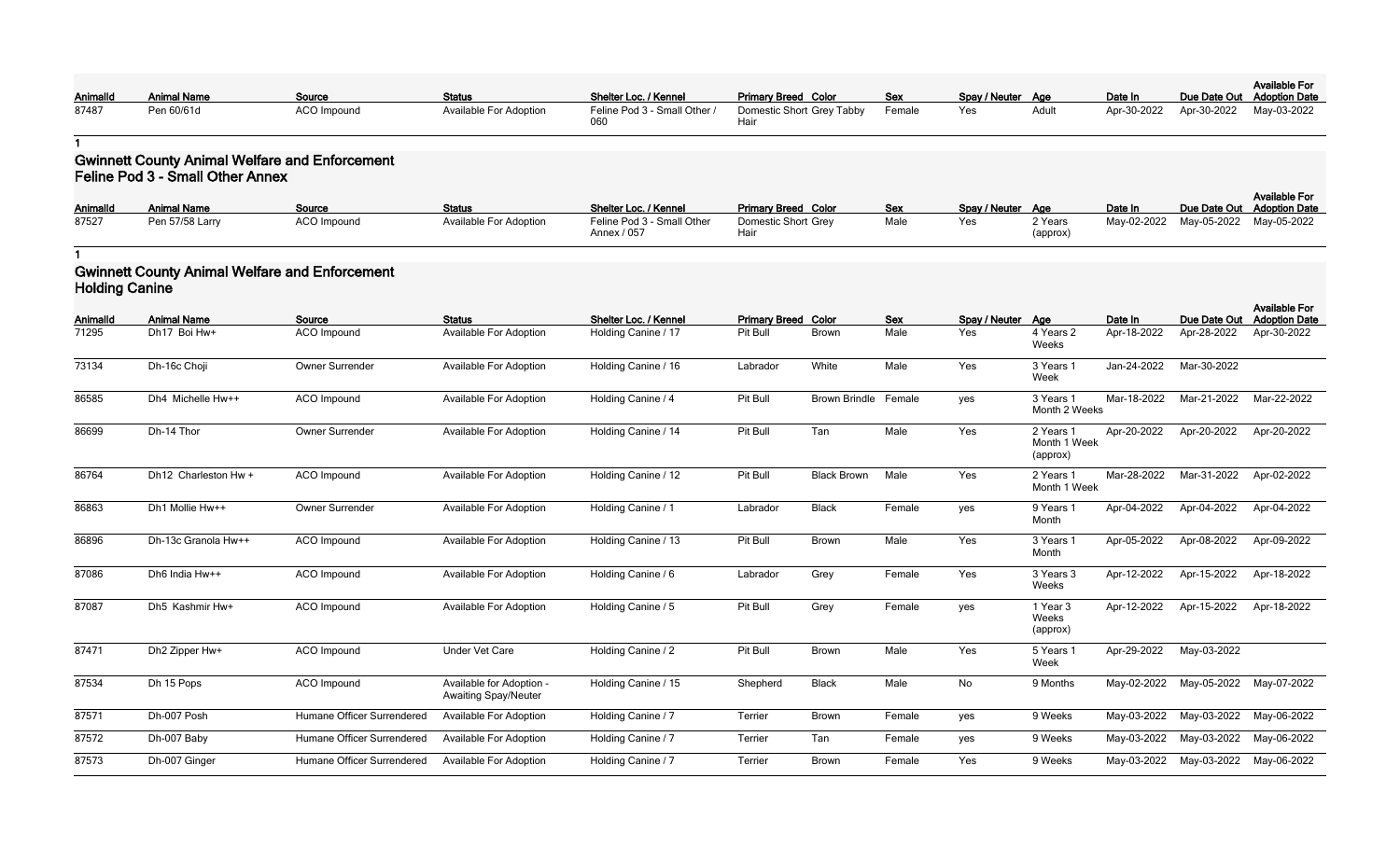| AnimalId | Animal Name | Source | Status | Shelter Loc. / Kennel | Primary Breed | Color | Sex | Spay / Neuter | Age | Date In | Due Date Out | Available For Adoption Date |
| --- | --- | --- | --- | --- | --- | --- | --- | --- | --- | --- | --- | --- |
| 87487 | Pen 60/61d | ACO Impound | Available For Adoption | Feline Pod 3 - Small Other / 060 | Domestic Short Hair | Grey Tabby | Female | Yes | Adult | Apr-30-2022 | Apr-30-2022 | May-03-2022 |

1

## Gwinnett County Animal Welfare and Enforcement
### Feline Pod 3 - Small Other Annex

| AnimalId | Animal Name | Source | Status | Shelter Loc. / Kennel | Primary Breed | Color | Sex | Spay / Neuter | Age | Date In | Due Date Out | Available For Adoption Date |
| --- | --- | --- | --- | --- | --- | --- | --- | --- | --- | --- | --- | --- |
| 87527 | Pen 57/58 Larry | ACO Impound | Available For Adoption | Feline Pod 3 - Small Other Annex / 057 | Domestic Short Hair | Grey | Male | Yes | 2 Years (approx) | May-02-2022 | May-05-2022 | May-05-2022 |

1

## Gwinnett County Animal Welfare and Enforcement
### Holding Canine

| AnimalId | Animal Name | Source | Status | Shelter Loc. / Kennel | Primary Breed | Color | Sex | Spay / Neuter | Age | Date In | Due Date Out | Available For Adoption Date |
| --- | --- | --- | --- | --- | --- | --- | --- | --- | --- | --- | --- | --- |
| 71295 | Dh17 Boi Hw+ | ACO Impound | Available For Adoption | Holding Canine / 17 | Pit Bull | Brown | Male | Yes | 4 Years 2 Weeks | Apr-18-2022 | Apr-28-2022 | Apr-30-2022 |
| 73134 | Dh-16c Choji | Owner Surrender | Available For Adoption | Holding Canine / 16 | Labrador | White | Male | Yes | 3 Years 1 Week | Jan-24-2022 | Mar-30-2022 | |
| 86585 | Dh4 Michelle Hw++ | ACO Impound | Available For Adoption | Holding Canine / 4 | Pit Bull | Brown Brindle | Female | yes | 3 Years 1 Month 2 Weeks | Mar-18-2022 | Mar-21-2022 | Mar-22-2022 |
| 86699 | Dh-14 Thor | Owner Surrender | Available For Adoption | Holding Canine / 14 | Pit Bull | Tan | Male | Yes | 2 Years 1 Month 1 Week (approx) | Apr-20-2022 | Apr-20-2022 | Apr-20-2022 |
| 86764 | Dh12 Charleston Hw + | ACO Impound | Available For Adoption | Holding Canine / 12 | Pit Bull | Black Brown | Male | Yes | 2 Years 1 Month 1 Week | Mar-28-2022 | Mar-31-2022 | Apr-02-2022 |
| 86863 | Dh1 Mollie Hw++ | Owner Surrender | Available For Adoption | Holding Canine / 1 | Labrador | Black | Female | yes | 9 Years 1 Month | Apr-04-2022 | Apr-04-2022 | Apr-04-2022 |
| 86896 | Dh-13c Granola Hw++ | ACO Impound | Available For Adoption | Holding Canine / 13 | Pit Bull | Brown | Male | Yes | 3 Years 1 Month | Apr-05-2022 | Apr-08-2022 | Apr-09-2022 |
| 87086 | Dh6 India Hw++ | ACO Impound | Available For Adoption | Holding Canine / 6 | Labrador | Grey | Female | Yes | 3 Years 3 Weeks | Apr-12-2022 | Apr-15-2022 | Apr-18-2022 |
| 87087 | Dh5 Kashmir Hw+ | ACO Impound | Available For Adoption | Holding Canine / 5 | Pit Bull | Grey | Female | yes | 1 Year 3 Weeks (approx) | Apr-12-2022 | Apr-15-2022 | Apr-18-2022 |
| 87471 | Dh2 Zipper Hw+ | ACO Impound | Under Vet Care | Holding Canine / 2 | Pit Bull | Brown | Male | Yes | 5 Years 1 Week | Apr-29-2022 | May-03-2022 | |
| 87534 | Dh 15 Pops | ACO Impound | Available for Adoption - Awaiting Spay/Neuter | Holding Canine / 15 | Shepherd | Black | Male | No | 9 Months | May-02-2022 | May-05-2022 | May-07-2022 |
| 87571 | Dh-007 Posh | Humane Officer Surrendered | Available For Adoption | Holding Canine / 7 | Terrier | Brown | Female | yes | 9 Weeks | May-03-2022 | May-03-2022 | May-06-2022 |
| 87572 | Dh-007 Baby | Humane Officer Surrendered | Available For Adoption | Holding Canine / 7 | Terrier | Tan | Female | yes | 9 Weeks | May-03-2022 | May-03-2022 | May-06-2022 |
| 87573 | Dh-007 Ginger | Humane Officer Surrendered | Available For Adoption | Holding Canine / 7 | Terrier | Brown | Female | Yes | 9 Weeks | May-03-2022 | May-03-2022 | May-06-2022 |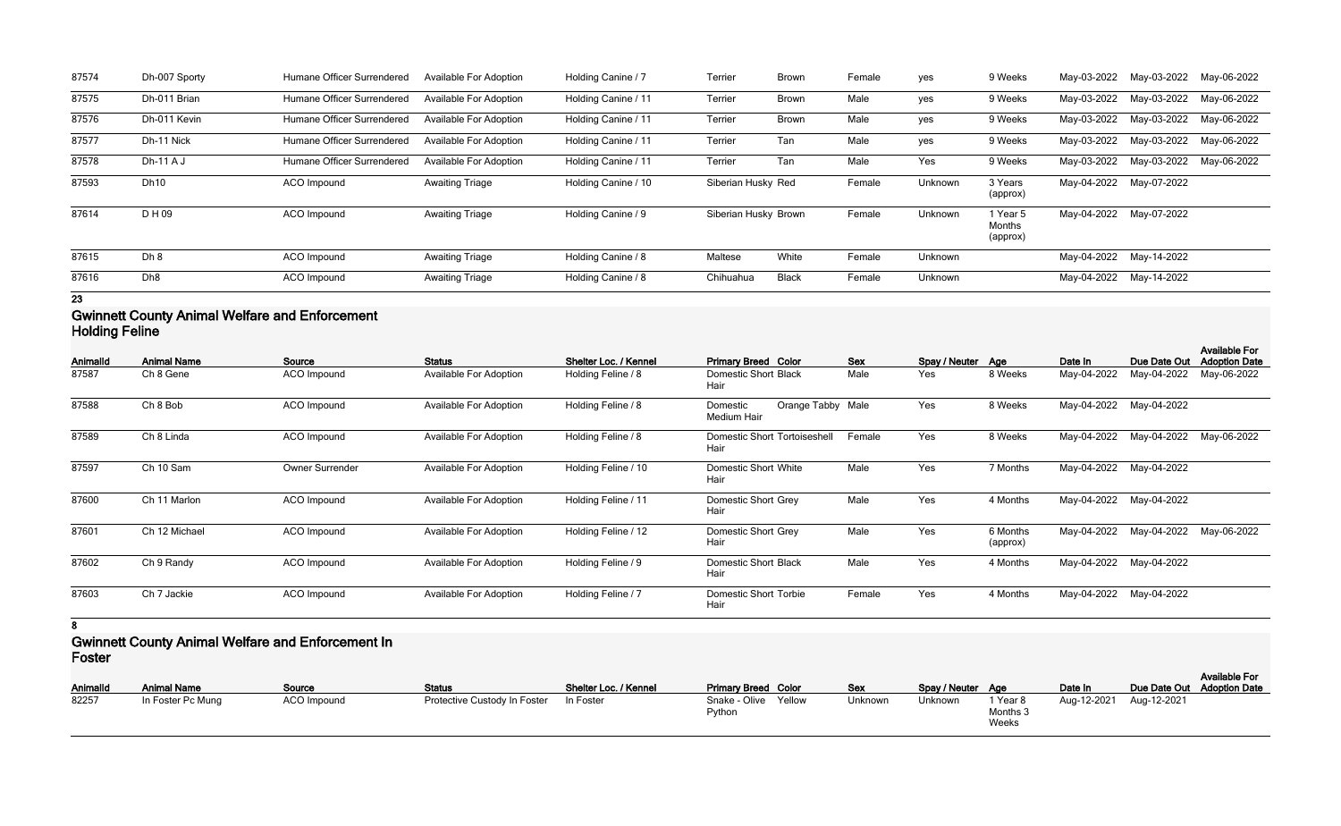| | | | | | | | | | | | | |
|---|---|---|---|---|---|---|---|---|---|---|---|---|
| 87574 | Dh-007 Sporty | Humane Officer Surrendered | Available For Adoption | Holding Canine / 7 | Terrier | Brown | Female | yes | 9 Weeks | May-03-2022 | May-03-2022 | May-06-2022 |
| 87575 | Dh-011 Brian | Humane Officer Surrendered | Available For Adoption | Holding Canine / 11 | Terrier | Brown | Male | yes | 9 Weeks | May-03-2022 | May-03-2022 | May-06-2022 |
| 87576 | Dh-011 Kevin | Humane Officer Surrendered | Available For Adoption | Holding Canine / 11 | Terrier | Brown | Male | yes | 9 Weeks | May-03-2022 | May-03-2022 | May-06-2022 |
| 87577 | Dh-11 Nick | Humane Officer Surrendered | Available For Adoption | Holding Canine / 11 | Terrier | Tan | Male | yes | 9 Weeks | May-03-2022 | May-03-2022 | May-06-2022 |
| 87578 | Dh-11 A J | Humane Officer Surrendered | Available For Adoption | Holding Canine / 11 | Terrier | Tan | Male | Yes | 9 Weeks | May-03-2022 | May-03-2022 | May-06-2022 |
| 87593 | Dh10 | ACO Impound | Awaiting Triage | Holding Canine / 10 | Siberian Husky | Red | Female | Unknown | 3 Years (approx) | May-04-2022 | May-07-2022 | |
| 87614 | D H 09 | ACO Impound | Awaiting Triage | Holding Canine / 9 | Siberian Husky | Brown | Female | Unknown | 1 Year 5 Months (approx) | May-04-2022 | May-07-2022 | |
| 87615 | Dh 8 | ACO Impound | Awaiting Triage | Holding Canine / 8 | Maltese | White | Female | Unknown | | May-04-2022 | May-14-2022 | |
| 87616 | Dh8 | ACO Impound | Awaiting Triage | Holding Canine / 8 | Chihuahua | Black | Female | Unknown | | May-04-2022 | May-14-2022 | |

**23**

## Gwinnett County Animal Welfare and Enforcement Holding Feline

| AnimalId | Animal Name | Source | Status | Shelter Loc. / Kennel | Primary Breed | Color | Sex | Spay / Neuter | Age | Date In | Due Date Out | Available For Adoption Date |
|---|---|---|---|---|---|---|---|---|---|---|---|---|
| 87587 | Ch 8 Gene | ACO Impound | Available For Adoption | Holding Feline / 8 | Domestic Short Hair | Black | Male | Yes | 8 Weeks | May-04-2022 | May-04-2022 | May-06-2022 |
| 87588 | Ch 8 Bob | ACO Impound | Available For Adoption | Holding Feline / 8 | Domestic Medium Hair | Orange Tabby | Male | Yes | 8 Weeks | May-04-2022 | May-04-2022 | |
| 87589 | Ch 8 Linda | ACO Impound | Available For Adoption | Holding Feline / 8 | Domestic Short Hair | Tortoiseshell | Female | Yes | 8 Weeks | May-04-2022 | May-04-2022 | May-06-2022 |
| 87597 | Ch 10 Sam | Owner Surrender | Available For Adoption | Holding Feline / 10 | Domestic Short Hair | White | Male | Yes | 7 Months | May-04-2022 | May-04-2022 | |
| 87600 | Ch 11 Marlon | ACO Impound | Available For Adoption | Holding Feline / 11 | Domestic Short Hair | Grey | Male | Yes | 4 Months | May-04-2022 | May-04-2022 | |
| 87601 | Ch 12 Michael | ACO Impound | Available For Adoption | Holding Feline / 12 | Domestic Short Hair | Grey | Male | Yes | 6 Months (approx) | May-04-2022 | May-04-2022 | May-06-2022 |
| 87602 | Ch 9 Randy | ACO Impound | Available For Adoption | Holding Feline / 9 | Domestic Short Hair | Black | Male | Yes | 4 Months | May-04-2022 | May-04-2022 | |
| 87603 | Ch 7 Jackie | ACO Impound | Available For Adoption | Holding Feline / 7 | Domestic Short Hair | Torbie | Female | Yes | 4 Months | May-04-2022 | May-04-2022 | |

**8**

## Gwinnett County Animal Welfare and Enforcement In Foster

| AnimalId | Animal Name | Source | Status | Shelter Loc. / Kennel | Primary Breed | Color | Sex | Spay / Neuter | Age | Date In | Due Date Out | Available For Adoption Date |
|---|---|---|---|---|---|---|---|---|---|---|---|---|
| 82257 | In Foster Pc Mung | ACO Impound | Protective Custody In Foster | In Foster | Snake - Olive Python | Yellow | Unknown | Unknown | 1 Year 8 Months 3 Weeks | Aug-12-2021 | Aug-12-2021 | |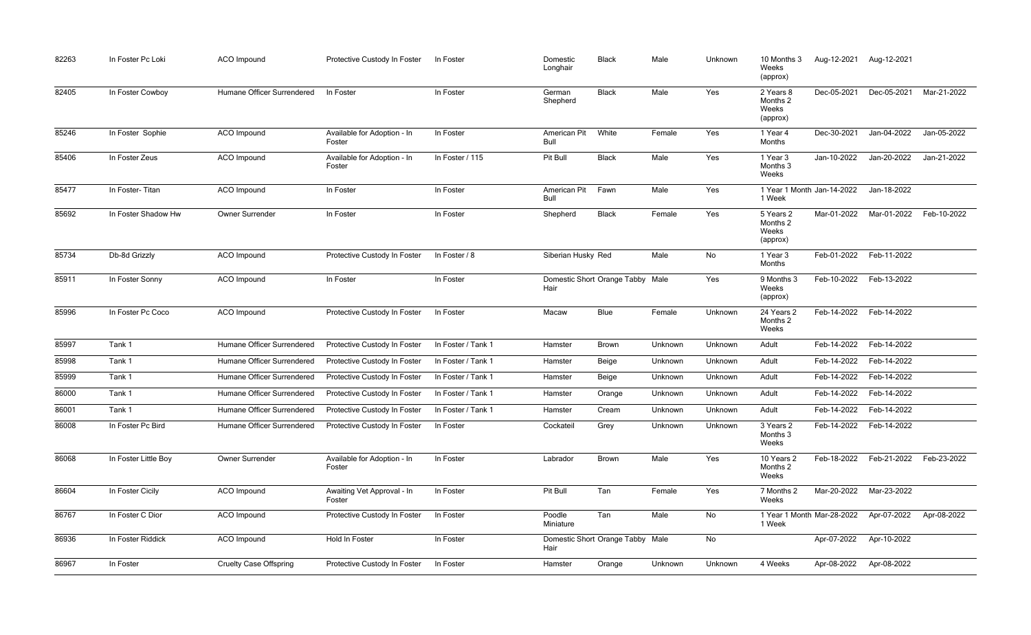| | | | | | | | | | | | | |
|---|---|---|---|---|---|---|---|---|---|---|---|---|
| 82263 | In Foster Pc Loki | ACO Impound | Protective Custody In Foster | In Foster | Domestic Longhair | Black | Male | Unknown | 10 Months 3 Weeks (approx) | Aug-12-2021 | Aug-12-2021 | |
| 82405 | In Foster Cowboy | Humane Officer Surrendered | In Foster | In Foster | German Shepherd | Black | Male | Yes | 2 Years 8 Months 2 Weeks (approx) | Dec-05-2021 | Dec-05-2021 | Mar-21-2022 |
| 85246 | In Foster Sophie | ACO Impound | Available for Adoption - In Foster | In Foster | American Pit Bull | White | Female | Yes | 1 Year 4 Months | Dec-30-2021 | Jan-04-2022 | Jan-05-2022 |
| 85406 | In Foster Zeus | ACO Impound | Available for Adoption - In Foster | In Foster / 115 | Pit Bull | Black | Male | Yes | 1 Year 3 Months 3 Weeks | Jan-10-2022 | Jan-20-2022 | Jan-21-2022 |
| 85477 | In Foster- Titan | ACO Impound | In Foster | In Foster | American Pit Bull | Fawn | Male | Yes | 1 Year 1 Month 1 Week | Jan-14-2022 | Jan-18-2022 | |
| 85692 | In Foster Shadow Hw | Owner Surrender | In Foster | In Foster | Shepherd | Black | Female | Yes | 5 Years 2 Months 2 Weeks (approx) | Mar-01-2022 | Mar-01-2022 | Feb-10-2022 |
| 85734 | Db-8d Grizzly | ACO Impound | Protective Custody In Foster | In Foster / 8 | Siberian Husky | Red | Male | No | 1 Year 3 Months | Feb-01-2022 | Feb-11-2022 | |
| 85911 | In Foster Sonny | ACO Impound | In Foster | In Foster | Domestic Short Hair | Orange Tabby | Male | Yes | 9 Months 3 Weeks (approx) | Feb-10-2022 | Feb-13-2022 | |
| 85996 | In Foster Pc Coco | ACO Impound | Protective Custody In Foster | In Foster | Macaw | Blue | Female | Unknown | 24 Years 2 Months 2 Weeks | Feb-14-2022 | Feb-14-2022 | |
| 85997 | Tank 1 | Humane Officer Surrendered | Protective Custody In Foster | In Foster / Tank 1 | Hamster | Brown | Unknown | Unknown | Adult | Feb-14-2022 | Feb-14-2022 | |
| 85998 | Tank 1 | Humane Officer Surrendered | Protective Custody In Foster | In Foster / Tank 1 | Hamster | Beige | Unknown | Unknown | Adult | Feb-14-2022 | Feb-14-2022 | |
| 85999 | Tank 1 | Humane Officer Surrendered | Protective Custody In Foster | In Foster / Tank 1 | Hamster | Beige | Unknown | Unknown | Adult | Feb-14-2022 | Feb-14-2022 | |
| 86000 | Tank 1 | Humane Officer Surrendered | Protective Custody In Foster | In Foster / Tank 1 | Hamster | Orange | Unknown | Unknown | Adult | Feb-14-2022 | Feb-14-2022 | |
| 86001 | Tank 1 | Humane Officer Surrendered | Protective Custody In Foster | In Foster / Tank 1 | Hamster | Cream | Unknown | Unknown | Adult | Feb-14-2022 | Feb-14-2022 | |
| 86008 | In Foster Pc Bird | Humane Officer Surrendered | Protective Custody In Foster | In Foster | Cockateil | Grey | Unknown | Unknown | 3 Years 2 Months 3 Weeks | Feb-14-2022 | Feb-14-2022 | |
| 86068 | In Foster Little Boy | Owner Surrender | Available for Adoption - In Foster | In Foster | Labrador | Brown | Male | Yes | 10 Years 2 Months 2 Weeks | Feb-18-2022 | Feb-21-2022 | Feb-23-2022 |
| 86604 | In Foster Cicily | ACO Impound | Awaiting Vet Approval - In Foster | In Foster | Pit Bull | Tan | Female | Yes | 7 Months 2 Weeks | Mar-20-2022 | Mar-23-2022 | |
| 86767 | In Foster C Dior | ACO Impound | Protective Custody In Foster | In Foster | Poodle Miniature | Tan | Male | No | 1 Year 1 Month 1 Week | Mar-28-2022 | Apr-07-2022 | Apr-08-2022 |
| 86936 | In Foster Riddick | ACO Impound | Hold In Foster | In Foster | Domestic Short Hair | Orange Tabby | Male | No | | Apr-07-2022 | Apr-10-2022 | |
| 86967 | In Foster | Cruelty Case Offspring | Protective Custody In Foster | In Foster | Hamster | Orange | Unknown | Unknown | 4 Weeks | Apr-08-2022 | Apr-08-2022 | |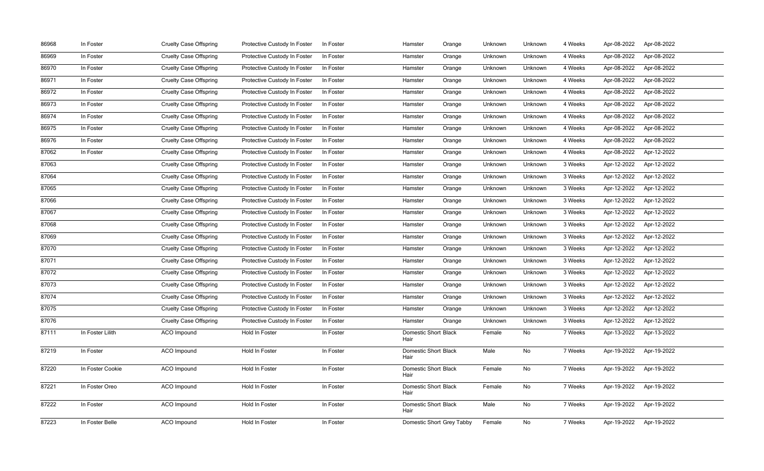| | | | | | | | | | | | |
|---|---|---|---|---|---|---|---|---|---|---|---|
| 86968 | In Foster | Cruelty Case Offspring | Protective Custody In Foster | In Foster | Hamster | Orange | Unknown | Unknown | 4 Weeks | Apr-08-2022 | Apr-08-2022 |
| 86969 | In Foster | Cruelty Case Offspring | Protective Custody In Foster | In Foster | Hamster | Orange | Unknown | Unknown | 4 Weeks | Apr-08-2022 | Apr-08-2022 |
| 86970 | In Foster | Cruelty Case Offspring | Protective Custody In Foster | In Foster | Hamster | Orange | Unknown | Unknown | 4 Weeks | Apr-08-2022 | Apr-08-2022 |
| 86971 | In Foster | Cruelty Case Offspring | Protective Custody In Foster | In Foster | Hamster | Orange | Unknown | Unknown | 4 Weeks | Apr-08-2022 | Apr-08-2022 |
| 86972 | In Foster | Cruelty Case Offspring | Protective Custody In Foster | In Foster | Hamster | Orange | Unknown | Unknown | 4 Weeks | Apr-08-2022 | Apr-08-2022 |
| 86973 | In Foster | Cruelty Case Offspring | Protective Custody In Foster | In Foster | Hamster | Orange | Unknown | Unknown | 4 Weeks | Apr-08-2022 | Apr-08-2022 |
| 86974 | In Foster | Cruelty Case Offspring | Protective Custody In Foster | In Foster | Hamster | Orange | Unknown | Unknown | 4 Weeks | Apr-08-2022 | Apr-08-2022 |
| 86975 | In Foster | Cruelty Case Offspring | Protective Custody In Foster | In Foster | Hamster | Orange | Unknown | Unknown | 4 Weeks | Apr-08-2022 | Apr-08-2022 |
| 86976 | In Foster | Cruelty Case Offspring | Protective Custody In Foster | In Foster | Hamster | Orange | Unknown | Unknown | 4 Weeks | Apr-08-2022 | Apr-08-2022 |
| 87062 | In Foster | Cruelty Case Offspring | Protective Custody In Foster | In Foster | Hamster | Orange | Unknown | Unknown | 4 Weeks | Apr-08-2022 | Apr-12-2022 |
| 87063 | | Cruelty Case Offspring | Protective Custody In Foster | In Foster | Hamster | Orange | Unknown | Unknown | 3 Weeks | Apr-12-2022 | Apr-12-2022 |
| 87064 | | Cruelty Case Offspring | Protective Custody In Foster | In Foster | Hamster | Orange | Unknown | Unknown | 3 Weeks | Apr-12-2022 | Apr-12-2022 |
| 87065 | | Cruelty Case Offspring | Protective Custody In Foster | In Foster | Hamster | Orange | Unknown | Unknown | 3 Weeks | Apr-12-2022 | Apr-12-2022 |
| 87066 | | Cruelty Case Offspring | Protective Custody In Foster | In Foster | Hamster | Orange | Unknown | Unknown | 3 Weeks | Apr-12-2022 | Apr-12-2022 |
| 87067 | | Cruelty Case Offspring | Protective Custody In Foster | In Foster | Hamster | Orange | Unknown | Unknown | 3 Weeks | Apr-12-2022 | Apr-12-2022 |
| 87068 | | Cruelty Case Offspring | Protective Custody In Foster | In Foster | Hamster | Orange | Unknown | Unknown | 3 Weeks | Apr-12-2022 | Apr-12-2022 |
| 87069 | | Cruelty Case Offspring | Protective Custody In Foster | In Foster | Hamster | Orange | Unknown | Unknown | 3 Weeks | Apr-12-2022 | Apr-12-2022 |
| 87070 | | Cruelty Case Offspring | Protective Custody In Foster | In Foster | Hamster | Orange | Unknown | Unknown | 3 Weeks | Apr-12-2022 | Apr-12-2022 |
| 87071 | | Cruelty Case Offspring | Protective Custody In Foster | In Foster | Hamster | Orange | Unknown | Unknown | 3 Weeks | Apr-12-2022 | Apr-12-2022 |
| 87072 | | Cruelty Case Offspring | Protective Custody In Foster | In Foster | Hamster | Orange | Unknown | Unknown | 3 Weeks | Apr-12-2022 | Apr-12-2022 |
| 87073 | | Cruelty Case Offspring | Protective Custody In Foster | In Foster | Hamster | Orange | Unknown | Unknown | 3 Weeks | Apr-12-2022 | Apr-12-2022 |
| 87074 | | Cruelty Case Offspring | Protective Custody In Foster | In Foster | Hamster | Orange | Unknown | Unknown | 3 Weeks | Apr-12-2022 | Apr-12-2022 |
| 87075 | | Cruelty Case Offspring | Protective Custody In Foster | In Foster | Hamster | Orange | Unknown | Unknown | 3 Weeks | Apr-12-2022 | Apr-12-2022 |
| 87076 | | Cruelty Case Offspring | Protective Custody In Foster | In Foster | Hamster | Orange | Unknown | Unknown | 3 Weeks | Apr-12-2022 | Apr-12-2022 |
| 87111 | In Foster Lilith | ACO Impound | Hold In Foster | In Foster | Domestic Short Hair | Black | Female | No | 7 Weeks | Apr-13-2022 | Apr-13-2022 |
| 87219 | In Foster | ACO Impound | Hold In Foster | In Foster | Domestic Short Hair | Black | Male | No | 7 Weeks | Apr-19-2022 | Apr-19-2022 |
| 87220 | In Foster Cookie | ACO Impound | Hold In Foster | In Foster | Domestic Short Hair | Black | Female | No | 7 Weeks | Apr-19-2022 | Apr-19-2022 |
| 87221 | In Foster Oreo | ACO Impound | Hold In Foster | In Foster | Domestic Short Hair | Black | Female | No | 7 Weeks | Apr-19-2022 | Apr-19-2022 |
| 87222 | In Foster | ACO Impound | Hold In Foster | In Foster | Domestic Short Hair | Black | Male | No | 7 Weeks | Apr-19-2022 | Apr-19-2022 |
| 87223 | In Foster Belle | ACO Impound | Hold In Foster | In Foster | Domestic Short | Grey Tabby | Female | No | 7 Weeks | Apr-19-2022 | Apr-19-2022 |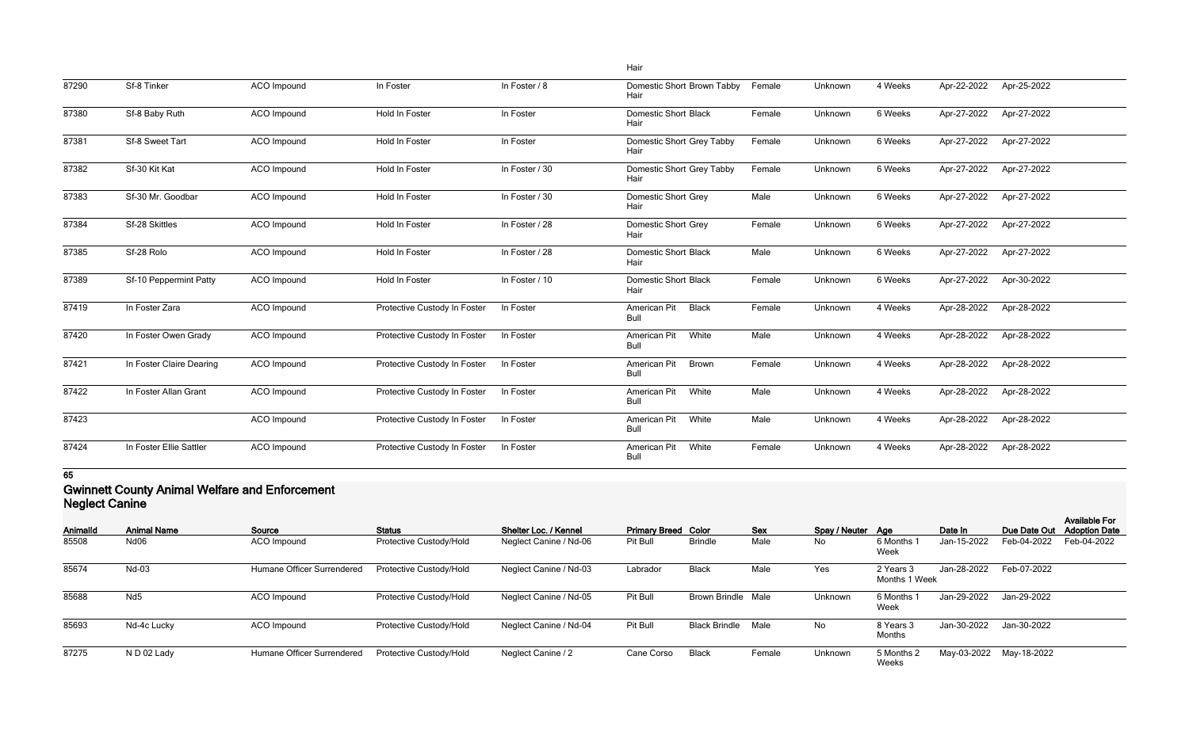| | | | | | Hair | | | | | | | |
|---|---|---|---|---|---|---|---|---|---|---|---|---|
| 87290 | Sf-8 Tinker | ACO Impound | In Foster | In Foster / 8 | Domestic Short Hair | Brown Tabby | Female | Unknown | 4 Weeks | Apr-22-2022 | Apr-25-2022 | |
| 87380 | Sf-8 Baby Ruth | ACO Impound | Hold In Foster | In Foster | Domestic Short Hair | Black | Female | Unknown | 6 Weeks | Apr-27-2022 | Apr-27-2022 | |
| 87381 | Sf-8 Sweet Tart | ACO Impound | Hold In Foster | In Foster | Domestic Short Hair | Grey Tabby | Female | Unknown | 6 Weeks | Apr-27-2022 | Apr-27-2022 | |
| 87382 | Sf-30 Kit Kat | ACO Impound | Hold In Foster | In Foster / 30 | Domestic Short Hair | Grey Tabby | Female | Unknown | 6 Weeks | Apr-27-2022 | Apr-27-2022 | |
| 87383 | Sf-30 Mr. Goodbar | ACO Impound | Hold In Foster | In Foster / 30 | Domestic Short Hair | Grey | Male | Unknown | 6 Weeks | Apr-27-2022 | Apr-27-2022 | |
| 87384 | Sf-28 Skittles | ACO Impound | Hold In Foster | In Foster / 28 | Domestic Short Hair | Grey | Female | Unknown | 6 Weeks | Apr-27-2022 | Apr-27-2022 | |
| 87385 | Sf-28 Rolo | ACO Impound | Hold In Foster | In Foster / 28 | Domestic Short Hair | Black | Male | Unknown | 6 Weeks | Apr-27-2022 | Apr-27-2022 | |
| 87389 | Sf-10 Peppermint Patty | ACO Impound | Hold In Foster | In Foster / 10 | Domestic Short Hair | Black | Female | Unknown | 6 Weeks | Apr-27-2022 | Apr-30-2022 | |
| 87419 | In Foster Zara | ACO Impound | Protective Custody In Foster | In Foster | American Pit Bull | Black | Female | Unknown | 4 Weeks | Apr-28-2022 | Apr-28-2022 | |
| 87420 | In Foster Owen Grady | ACO Impound | Protective Custody In Foster | In Foster | American Pit Bull | White | Male | Unknown | 4 Weeks | Apr-28-2022 | Apr-28-2022 | |
| 87421 | In Foster Claire Dearing | ACO Impound | Protective Custody In Foster | In Foster | American Pit Bull | Brown | Female | Unknown | 4 Weeks | Apr-28-2022 | Apr-28-2022 | |
| 87422 | In Foster Allan Grant | ACO Impound | Protective Custody In Foster | In Foster | American Pit Bull | White | Male | Unknown | 4 Weeks | Apr-28-2022 | Apr-28-2022 | |
| 87423 | | ACO Impound | Protective Custody In Foster | In Foster | American Pit Bull | White | Male | Unknown | 4 Weeks | Apr-28-2022 | Apr-28-2022 | |
| 87424 | In Foster Ellie Sattler | ACO Impound | Protective Custody In Foster | In Foster | American Pit Bull | White | Female | Unknown | 4 Weeks | Apr-28-2022 | Apr-28-2022 | |

**65**

## Gwinnett County Animal Welfare and Enforcement
## Neglect Canine

| AnimalId | Animal Name | Source | Status | Shelter Loc. / Kennel | Primary Breed | Color | Sex | Spay / Neuter | Age | Date In | Due Date Out | Available For Adoption Date |
|---|---|---|---|---|---|---|---|---|---|---|---|---|
| 85508 | Nd06 | ACO Impound | Protective Custody/Hold | Neglect Canine / Nd-06 | Pit Bull | Brindle | Male | No | 6 Months 1 Week | Jan-15-2022 | Feb-04-2022 | Feb-04-2022 |
| 85674 | Nd-03 | Humane Officer Surrendered | Protective Custody/Hold | Neglect Canine / Nd-03 | Labrador | Black | Male | Yes | 2 Years 3 Months 1 Week | Jan-28-2022 | Feb-07-2022 | |
| 85688 | Nd5 | ACO Impound | Protective Custody/Hold | Neglect Canine / Nd-05 | Pit Bull | Brown Brindle | Male | Unknown | 6 Months 1 Week | Jan-29-2022 | Jan-29-2022 | |
| 85693 | Nd-4c Lucky | ACO Impound | Protective Custody/Hold | Neglect Canine / Nd-04 | Pit Bull | Black Brindle | Male | No | 8 Years 3 Months | Jan-30-2022 | Jan-30-2022 | |
| 87275 | N D 02 Lady | Humane Officer Surrendered | Protective Custody/Hold | Neglect Canine / 2 | Cane Corso | Black | Female | Unknown | 5 Months 2 Weeks | May-03-2022 | May-18-2022 | |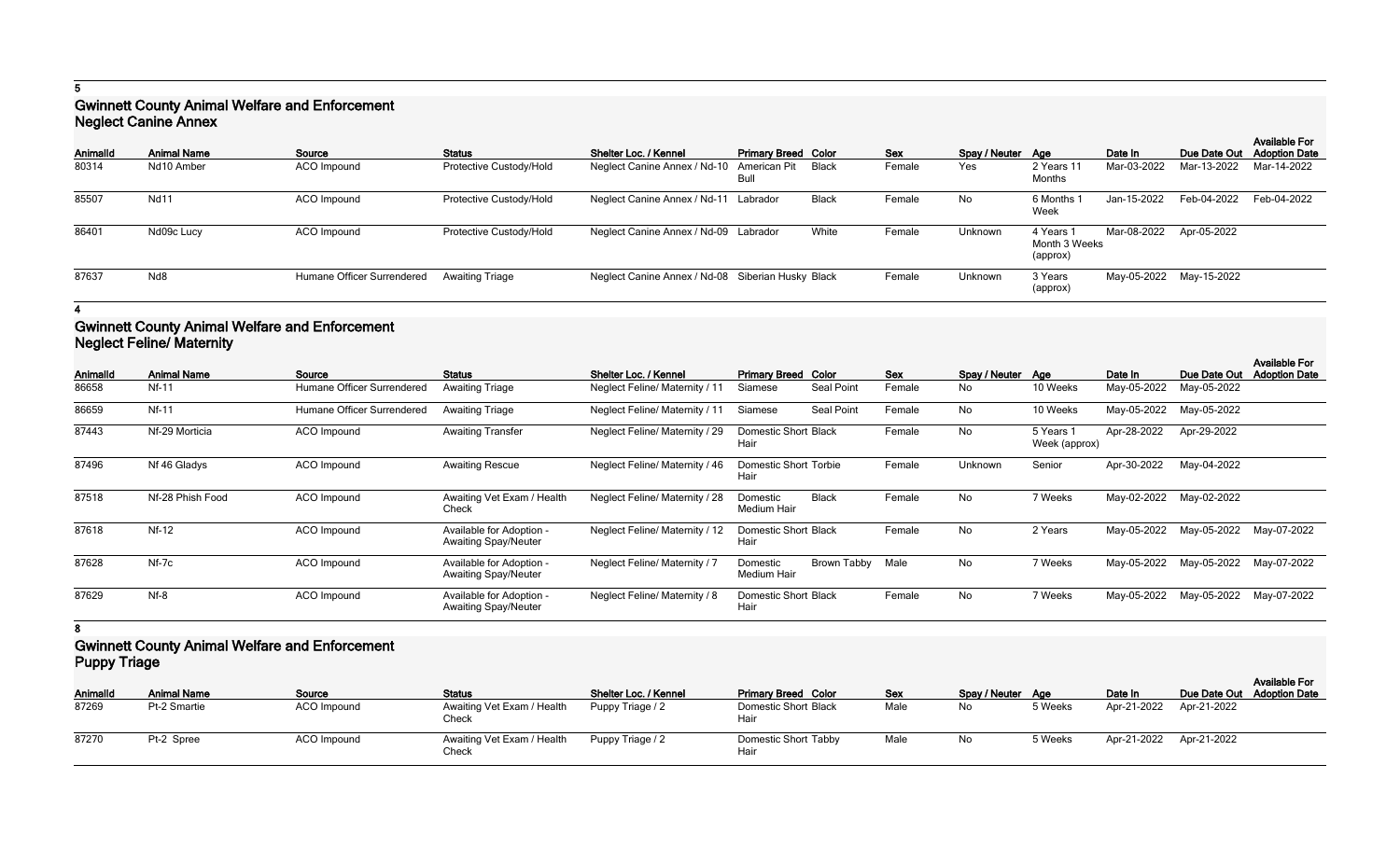5

## Gwinnett County Animal Welfare and Enforcement
### Neglect Canine Annex

| AnimalId | Animal Name | Source | Status | Shelter Loc. / Kennel | Primary Breed | Color | Sex | Spay / Neuter | Age | Date In | Due Date Out | Available For Adoption Date |
|---|---|---|---|---|---|---|---|---|---|---|---|---|
| 80314 | Nd10 Amber | ACO Impound | Protective Custody/Hold | Neglect Canine Annex / Nd-10 | American Pit Bull | Black | Female | Yes | 2 Years 11 Months | Mar-03-2022 | Mar-13-2022 | Mar-14-2022 |
| 85507 | Nd11 | ACO Impound | Protective Custody/Hold | Neglect Canine Annex / Nd-11 | Labrador | Black | Female | No | 6 Months 1 Week | Jan-15-2022 | Feb-04-2022 | Feb-04-2022 |
| 86401 | Nd09c Lucy | ACO Impound | Protective Custody/Hold | Neglect Canine Annex / Nd-09 | Labrador | White | Female | Unknown | 4 Years 1 Month 3 Weeks (approx) | Mar-08-2022 | Apr-05-2022 | |
| 87637 | Nd8 | Humane Officer Surrendered | Awaiting Triage | Neglect Canine Annex / Nd-08 | Siberian Husky | Black | Female | Unknown | 3 Years (approx) | May-05-2022 | May-15-2022 | |

4

## Gwinnett County Animal Welfare and Enforcement
### Neglect Feline/ Maternity

| AnimalId | Animal Name | Source | Status | Shelter Loc. / Kennel | Primary Breed | Color | Sex | Spay / Neuter | Age | Date In | Due Date Out | Available For Adoption Date |
|---|---|---|---|---|---|---|---|---|---|---|---|---|
| 86658 | Nf-11 | Humane Officer Surrendered | Awaiting Triage | Neglect Feline/ Maternity / 11 | Siamese | Seal Point | Female | No | 10 Weeks | May-05-2022 | May-05-2022 | |
| 86659 | Nf-11 | Humane Officer Surrendered | Awaiting Triage | Neglect Feline/ Maternity / 11 | Siamese | Seal Point | Female | No | 10 Weeks | May-05-2022 | May-05-2022 | |
| 87443 | Nf-29 Morticia | ACO Impound | Awaiting Transfer | Neglect Feline/ Maternity / 29 | Domestic Short Hair | Black | Female | No | 5 Years 1 Week (approx) | Apr-28-2022 | Apr-29-2022 | |
| 87496 | Nf 46 Gladys | ACO Impound | Awaiting Rescue | Neglect Feline/ Maternity / 46 | Domestic Short Hair | Torbie | Female | Unknown | Senior | Apr-30-2022 | May-04-2022 | |
| 87518 | Nf-28 Phish Food | ACO Impound | Awaiting Vet Exam / Health Check | Neglect Feline/ Maternity / 28 | Domestic Medium Hair | Black | Female | No | 7 Weeks | May-02-2022 | May-02-2022 | |
| 87618 | Nf-12 | ACO Impound | Available for Adoption - Awaiting Spay/Neuter | Neglect Feline/ Maternity / 12 | Domestic Short Hair | Black | Female | No | 2 Years | May-05-2022 | May-05-2022 | May-07-2022 |
| 87628 | Nf-7c | ACO Impound | Available for Adoption - Awaiting Spay/Neuter | Neglect Feline/ Maternity / 7 | Domestic Medium Hair | Brown Tabby | Male | No | 7 Weeks | May-05-2022 | May-05-2022 | May-07-2022 |
| 87629 | Nf-8 | ACO Impound | Available for Adoption - Awaiting Spay/Neuter | Neglect Feline/ Maternity / 8 | Domestic Short Hair | Black | Female | No | 7 Weeks | May-05-2022 | May-05-2022 | May-07-2022 |

8

## Gwinnett County Animal Welfare and Enforcement
### Puppy Triage

| AnimalId | Animal Name | Source | Status | Shelter Loc. / Kennel | Primary Breed | Color | Sex | Spay / Neuter | Age | Date In | Due Date Out | Available For Adoption Date |
|---|---|---|---|---|---|---|---|---|---|---|---|---|
| 87269 | Pt-2 Smartie | ACO Impound | Awaiting Vet Exam / Health Check | Puppy Triage / 2 | Domestic Short Hair | Black | Male | No | 5 Weeks | Apr-21-2022 | Apr-21-2022 | |
| 87270 | Pt-2 Spree | ACO Impound | Awaiting Vet Exam / Health Check | Puppy Triage / 2 | Domestic Short Hair | Tabby | Male | No | 5 Weeks | Apr-21-2022 | Apr-21-2022 | |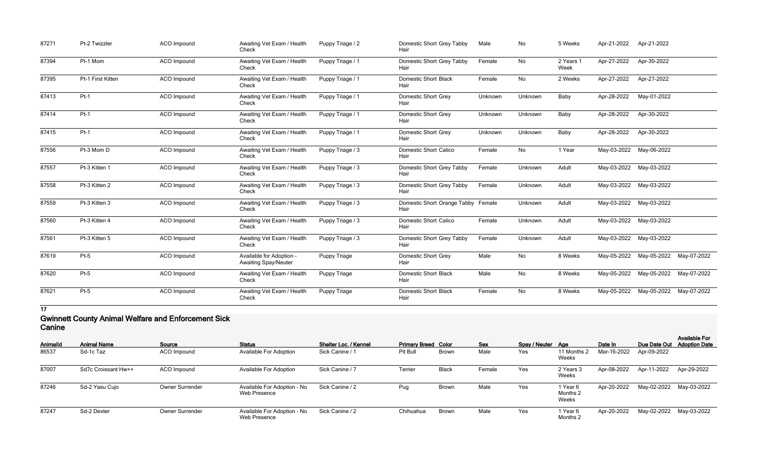| | | | | | | | | | | | | |
|---|---|---|---|---|---|---|---|---|---|---|---|---|
| 87271 | Pt-2 Twizzler | ACO Impound | Awaiting Vet Exam / Health Check | Puppy Triage / 2 | Domestic Short Hair | Grey Tabby | Male | No | 5 Weeks | Apr-21-2022 | Apr-21-2022 | |
| 87394 | Pt-1 Mom | ACO Impound | Awaiting Vet Exam / Health Check | Puppy Triage / 1 | Domestic Short Hair | Grey Tabby | Female | No | 2 Years 1 Week | Apr-27-2022 | Apr-30-2022 | |
| 87395 | Pt-1 First Kitten | ACO Impound | Awaiting Vet Exam / Health Check | Puppy Triage / 1 | Domestic Short Hair | Black | Female | No | 2 Weeks | Apr-27-2022 | Apr-27-2022 | |
| 87413 | Pt-1 | ACO Impound | Awaiting Vet Exam / Health Check | Puppy Triage / 1 | Domestic Short Hair | Grey | Unknown | Unknown | Baby | Apr-28-2022 | May-01-2022 | |
| 87414 | Pt-1 | ACO Impound | Awaiting Vet Exam / Health Check | Puppy Triage / 1 | Domestic Short Hair | Grey | Unknown | Unknown | Baby | Apr-28-2022 | Apr-30-2022 | |
| 87415 | Pt-1 | ACO Impound | Awaiting Vet Exam / Health Check | Puppy Triage / 1 | Domestic Short Hair | Grey | Unknown | Unknown | Baby | Apr-28-2022 | Apr-30-2022 | |
| 87556 | Pt-3 Mom D | ACO Impound | Awaiting Vet Exam / Health Check | Puppy Triage / 3 | Domestic Short Hair | Calico | Female | No | 1 Year | May-03-2022 | May-06-2022 | |
| 87557 | Pt-3 Kitten 1 | ACO Impound | Awaiting Vet Exam / Health Check | Puppy Triage / 3 | Domestic Short Hair | Grey Tabby | Female | Unknown | Adult | May-03-2022 | May-03-2022 | |
| 87558 | Pt-3 Kitten 2 | ACO Impound | Awaiting Vet Exam / Health Check | Puppy Triage / 3 | Domestic Short Hair | Grey Tabby | Female | Unknown | Adult | May-03-2022 | May-03-2022 | |
| 87559 | Pt-3 Kitten 3 | ACO Impound | Awaiting Vet Exam / Health Check | Puppy Triage / 3 | Domestic Short Hair | Orange Tabby | Female | Unknown | Adult | May-03-2022 | May-03-2022 | |
| 87560 | Pt-3 Kitten 4 | ACO Impound | Awaiting Vet Exam / Health Check | Puppy Triage / 3 | Domestic Short Hair | Calico | Female | Unknown | Adult | May-03-2022 | May-03-2022 | |
| 87561 | Pt-3 Kitten 5 | ACO Impound | Awaiting Vet Exam / Health Check | Puppy Triage / 3 | Domestic Short Hair | Grey Tabby | Female | Unknown | Adult | May-03-2022 | May-03-2022 | |
| 87619 | Pt-5 | ACO Impound | Available for Adoption - Awaiting Spay/Neuter | Puppy Triage | Domestic Short Hair | Grey | Male | No | 8 Weeks | May-05-2022 | May-05-2022 | May-07-2022 |
| 87620 | Pt-5 | ACO Impound | Awaiting Vet Exam / Health Check | Puppy Triage | Domestic Short Hair | Black | Male | No | 8 Weeks | May-05-2022 | May-05-2022 | May-07-2022 |
| 87621 | Pt-5 | ACO Impound | Awaiting Vet Exam / Health Check | Puppy Triage | Domestic Short Hair | Black | Female | No | 8 Weeks | May-05-2022 | May-05-2022 | May-07-2022 |

**17**

## Gwinnett County Animal Welfare and Enforcement Sick Canine

| AnimalId | Animal Name | Source | Status | Shelter Loc. / Kennel | Primary Breed | Color | Sex | Spay / Neuter | Age | Date In | Due Date Out | Available For Adoption Date |
|---|---|---|---|---|---|---|---|---|---|---|---|---|
| 86537 | Sd-1c Taz | ACO Impound | Available For Adoption | Sick Canine / 1 | Pit Bull | Brown | Male | Yes | 11 Months 2 Weeks | Mar-16-2022 | Apr-09-2022 | |
| 87007 | Sd7c Croissant Hw++ | ACO Impound | Available For Adoption | Sick Canine / 7 | Terrier | Black | Female | Yes | 2 Years 3 Weeks | Apr-08-2022 | Apr-11-2022 | Apr-29-2022 |
| 87246 | Sd-2 Yasu Cujo | Owner Surrender | Available For Adoption - No Web Presence | Sick Canine / 2 | Pug | Brown | Male | Yes | 1 Year 6 Months 2 Weeks | Apr-20-2022 | May-02-2022 | May-03-2022 |
| 87247 | Sd-2 Dexter | Owner Surrender | Available For Adoption - No Web Presence | Sick Canine / 2 | Chihuahua | Brown | Male | Yes | 1 Year 6 Months 2 | Apr-20-2022 | May-02-2022 | May-03-2022 |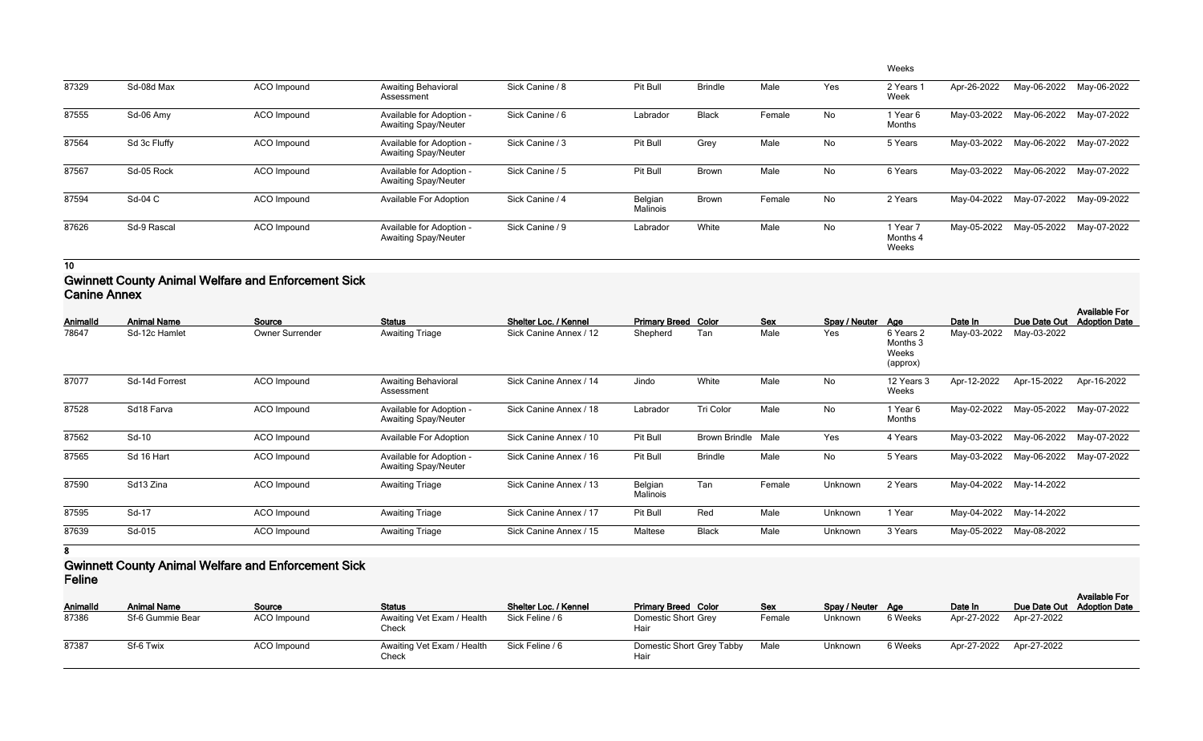| | | | | | | | | | Weeks | | | |
|---|---|---|---|---|---|---|---|---|---|---|---|---|
| 87329 | Sd-08d Max | ACO Impound | Awaiting Behavioral Assessment | Sick Canine / 8 | Pit Bull | Brindle | Male | Yes | 2 Years 1 Week | Apr-26-2022 | May-06-2022 | May-06-2022 |
| 87555 | Sd-06 Amy | ACO Impound | Available for Adoption - Awaiting Spay/Neuter | Sick Canine / 6 | Labrador | Black | Female | No | 1 Year 6 Months | May-03-2022 | May-06-2022 | May-07-2022 |
| 87564 | Sd 3c Fluffy | ACO Impound | Available for Adoption - Awaiting Spay/Neuter | Sick Canine / 3 | Pit Bull | Grey | Male | No | 5 Years | May-03-2022 | May-06-2022 | May-07-2022 |
| 87567 | Sd-05 Rock | ACO Impound | Available for Adoption - Awaiting Spay/Neuter | Sick Canine / 5 | Pit Bull | Brown | Male | No | 6 Years | May-03-2022 | May-06-2022 | May-07-2022 |
| 87594 | Sd-04 C | ACO Impound | Available For Adoption | Sick Canine / 4 | Belgian Malinois | Brown | Female | No | 2 Years | May-04-2022 | May-07-2022 | May-09-2022 |
| 87626 | Sd-9 Rascal | ACO Impound | Available for Adoption - Awaiting Spay/Neuter | Sick Canine / 9 | Labrador | White | Male | No | 1 Year 7 Months 4 Weeks | May-05-2022 | May-05-2022 | May-07-2022 |

10

## Gwinnett County Animal Welfare and Enforcement Sick Canine Annex

| AnimalId | Animal Name | Source | Status | Shelter Loc. / Kennel | Primary Breed | Color | Sex | Spay / Neuter | Age | Date In | Due Date Out | Available For Adoption Date |
|---|---|---|---|---|---|---|---|---|---|---|---|---|
| 78647 | Sd-12c Hamlet | Owner Surrender | Awaiting Triage | Sick Canine Annex / 12 | Shepherd | Tan | Male | Yes | 6 Years 2 Months 3 Weeks (approx) | May-03-2022 | May-03-2022 | |
| 87077 | Sd-14d Forrest | ACO Impound | Awaiting Behavioral Assessment | Sick Canine Annex / 14 | Jindo | White | Male | No | 12 Years 3 Weeks | Apr-12-2022 | Apr-15-2022 | Apr-16-2022 |
| 87528 | Sd18 Farva | ACO Impound | Available for Adoption - Awaiting Spay/Neuter | Sick Canine Annex / 18 | Labrador | Tri Color | Male | No | 1 Year 6 Months | May-02-2022 | May-05-2022 | May-07-2022 |
| 87562 | Sd-10 | ACO Impound | Available For Adoption | Sick Canine Annex / 10 | Pit Bull | Brown Brindle | Male | Yes | 4 Years | May-03-2022 | May-06-2022 | May-07-2022 |
| 87565 | Sd 16 Hart | ACO Impound | Available for Adoption - Awaiting Spay/Neuter | Sick Canine Annex / 16 | Pit Bull | Brindle | Male | No | 5 Years | May-03-2022 | May-06-2022 | May-07-2022 |
| 87590 | Sd13 Zina | ACO Impound | Awaiting Triage | Sick Canine Annex / 13 | Belgian Malinois | Tan | Female | Unknown | 2 Years | May-04-2022 | May-14-2022 | |
| 87595 | Sd-17 | ACO Impound | Awaiting Triage | Sick Canine Annex / 17 | Pit Bull | Red | Male | Unknown | 1 Year | May-04-2022 | May-14-2022 | |
| 87639 | Sd-015 | ACO Impound | Awaiting Triage | Sick Canine Annex / 15 | Maltese | Black | Male | Unknown | 3 Years | May-05-2022 | May-08-2022 | |

8

## Gwinnett County Animal Welfare and Enforcement Sick Feline

| AnimalId | Animal Name | Source | Status | Shelter Loc. / Kennel | Primary Breed | Color | Sex | Spay / Neuter | Age | Date In | Due Date Out | Available For Adoption Date |
|---|---|---|---|---|---|---|---|---|---|---|---|---|
| 87386 | Sf-6 Gummie Bear | ACO Impound | Awaiting Vet Exam / Health Check | Sick Feline / 6 | Domestic Short Hair | Grey | Female | Unknown | 6 Weeks | Apr-27-2022 | Apr-27-2022 | |
| 87387 | Sf-6 Twix | ACO Impound | Awaiting Vet Exam / Health Check | Sick Feline / 6 | Domestic Short Hair | Grey Tabby | Male | Unknown | 6 Weeks | Apr-27-2022 | Apr-27-2022 | |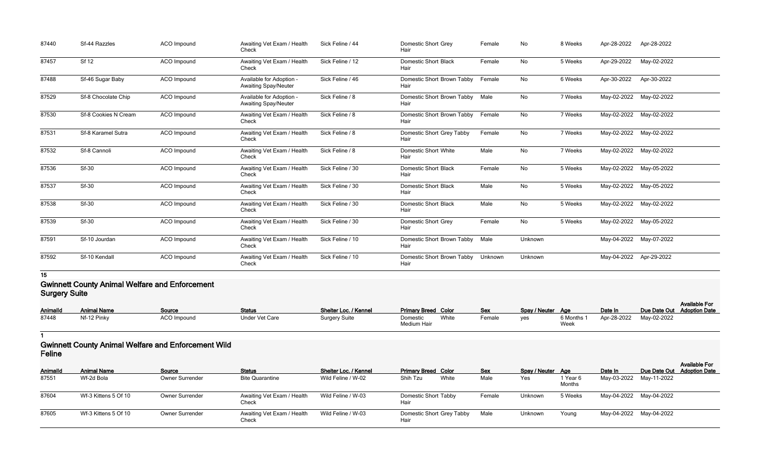| AnimalId | Animal Name | Source | Status | Shelter Loc. / Kennel | Primary Breed | Color | Sex | Spay / Neuter | Age | Date In | Due Date Out | Available For Adoption Date |
|---|---|---|---|---|---|---|---|---|---|---|---|---|
| 87440 | Sf-44 Razzles | ACO Impound | Awaiting Vet Exam / Health Check | Sick Feline / 44 | Domestic Short Hair | Grey | Female | No | 8 Weeks | Apr-28-2022 | Apr-28-2022 | |
| 87457 | Sf 12 | ACO Impound | Awaiting Vet Exam / Health Check | Sick Feline / 12 | Domestic Short Hair | Black | Female | No | 5 Weeks | Apr-29-2022 | May-02-2022 | |
| 87488 | Sf-46 Sugar Baby | ACO Impound | Available for Adoption - Awaiting Spay/Neuter | Sick Feline / 46 | Domestic Short Hair | Brown Tabby | Female | No | 6 Weeks | Apr-30-2022 | Apr-30-2022 | |
| 87529 | Sf-8 Chocolate Chip | ACO Impound | Available for Adoption - Awaiting Spay/Neuter | Sick Feline / 8 | Domestic Short Hair | Brown Tabby | Male | No | 7 Weeks | May-02-2022 | May-02-2022 | |
| 87530 | Sf-8 Cookies N Cream | ACO Impound | Awaiting Vet Exam / Health Check | Sick Feline / 8 | Domestic Short Hair | Brown Tabby | Female | No | 7 Weeks | May-02-2022 | May-02-2022 | |
| 87531 | Sf-8 Karamel Sutra | ACO Impound | Awaiting Vet Exam / Health Check | Sick Feline / 8 | Domestic Short Hair | Grey Tabby | Female | No | 7 Weeks | May-02-2022 | May-02-2022 | |
| 87532 | Sf-8 Cannoli | ACO Impound | Awaiting Vet Exam / Health Check | Sick Feline / 8 | Domestic Short Hair | White | Male | No | 7 Weeks | May-02-2022 | May-02-2022 | |
| 87536 | Sf-30 | ACO Impound | Awaiting Vet Exam / Health Check | Sick Feline / 30 | Domestic Short Hair | Black | Female | No | 5 Weeks | May-02-2022 | May-05-2022 | |
| 87537 | Sf-30 | ACO Impound | Awaiting Vet Exam / Health Check | Sick Feline / 30 | Domestic Short Hair | Black | Male | No | 5 Weeks | May-02-2022 | May-05-2022 | |
| 87538 | Sf-30 | ACO Impound | Awaiting Vet Exam / Health Check | Sick Feline / 30 | Domestic Short Hair | Black | Male | No | 5 Weeks | May-02-2022 | May-02-2022 | |
| 87539 | Sf-30 | ACO Impound | Awaiting Vet Exam / Health Check | Sick Feline / 30 | Domestic Short Hair | Grey | Female | No | 5 Weeks | May-02-2022 | May-05-2022 | |
| 87591 | Sf-10 Jourdan | ACO Impound | Awaiting Vet Exam / Health Check | Sick Feline / 10 | Domestic Short Hair | Brown Tabby | Male | Unknown | | May-04-2022 | May-07-2022 | |
| 87592 | Sf-10 Kendall | ACO Impound | Awaiting Vet Exam / Health Check | Sick Feline / 10 | Domestic Short Hair | Brown Tabby | Unknown | Unknown | | May-04-2022 | Apr-29-2022 | |

**15**

## Gwinnett County Animal Welfare and Enforcement Surgery Suite

| AnimalId | Animal Name | Source | Status | Shelter Loc. / Kennel | Primary Breed | Color | Sex | Spay / Neuter | Age | Date In | Due Date Out | Available For Adoption Date |
|---|---|---|---|---|---|---|---|---|---|---|---|---|
| 87448 | Nf-12 Pinky | ACO Impound | Under Vet Care | Surgery Suite | Domestic Medium Hair | White | Female | yes | 6 Months 1 Week | Apr-28-2022 | May-02-2022 | |

**1**

## Gwinnett County Animal Welfare and Enforcement Wild Feline

| AnimalId | Animal Name | Source | Status | Shelter Loc. / Kennel | Primary Breed | Color | Sex | Spay / Neuter | Age | Date In | Due Date Out | Available For Adoption Date |
|---|---|---|---|---|---|---|---|---|---|---|---|---|
| 87551 | Wf-2d Bola | Owner Surrender | Bite Quarantine | Wild Feline / W-02 | Shih Tzu | White | Male | Yes | 1 Year 6 Months | May-03-2022 | May-11-2022 | |
| 87604 | Wf-3 Kittens 5 Of 10 | Owner Surrender | Awaiting Vet Exam / Health Check | Wild Feline / W-03 | Domestic Short Hair | Tabby | Female | Unknown | 5 Weeks | May-04-2022 | May-04-2022 | |
| 87605 | Wf-3 Kittens 5 Of 10 | Owner Surrender | Awaiting Vet Exam / Health Check | Wild Feline / W-03 | Domestic Short Hair | Grey Tabby | Male | Unknown | Young | May-04-2022 | May-04-2022 | |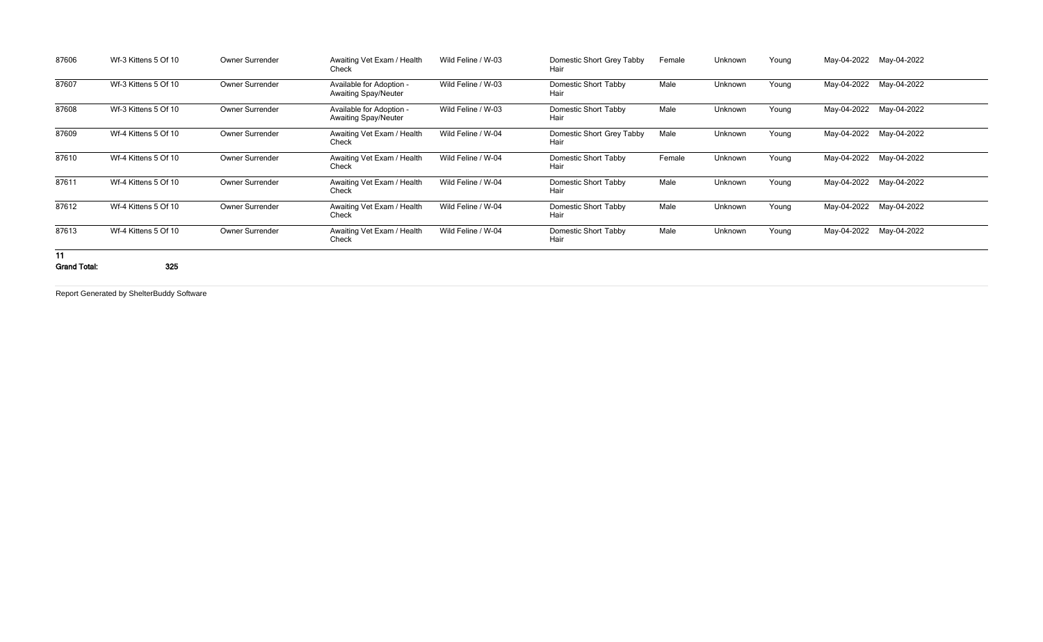| | | | | | | | | | | | |
|---|---|---|---|---|---|---|---|---|---|---|---|
| 87606 | Wf-3 Kittens 5 Of 10 | Owner Surrender | Awaiting Vet Exam / Health Check | Wild Feline / W-03 | Domestic Short Grey Tabby Hair | Female | Unknown | Young | May-04-2022 | May-04-2022 | |
| 87607 | Wf-3 Kittens 5 Of 10 | Owner Surrender | Available for Adoption - Awaiting Spay/Neuter | Wild Feline / W-03 | Domestic Short Tabby Hair | Male | Unknown | Young | May-04-2022 | May-04-2022 | |
| 87608 | Wf-3 Kittens 5 Of 10 | Owner Surrender | Available for Adoption - Awaiting Spay/Neuter | Wild Feline / W-03 | Domestic Short Tabby Hair | Male | Unknown | Young | May-04-2022 | May-04-2022 | |
| 87609 | Wf-4 Kittens 5 Of 10 | Owner Surrender | Awaiting Vet Exam / Health Check | Wild Feline / W-04 | Domestic Short Grey Tabby Hair | Male | Unknown | Young | May-04-2022 | May-04-2022 | |
| 87610 | Wf-4 Kittens 5 Of 10 | Owner Surrender | Awaiting Vet Exam / Health Check | Wild Feline / W-04 | Domestic Short Tabby Hair | Female | Unknown | Young | May-04-2022 | May-04-2022 | |
| 87611 | Wf-4 Kittens 5 Of 10 | Owner Surrender | Awaiting Vet Exam / Health Check | Wild Feline / W-04 | Domestic Short Tabby Hair | Male | Unknown | Young | May-04-2022 | May-04-2022 | |
| 87612 | Wf-4 Kittens 5 Of 10 | Owner Surrender | Awaiting Vet Exam / Health Check | Wild Feline / W-04 | Domestic Short Tabby Hair | Male | Unknown | Young | May-04-2022 | May-04-2022 | |
| 87613 | Wf-4 Kittens 5 Of 10 | Owner Surrender | Awaiting Vet Exam / Health Check | Wild Feline / W-04 | Domestic Short Tabby Hair | Male | Unknown | Young | May-04-2022 | May-04-2022 | |

**11**

**Grand Total:** **325**

Report Generated by ShelterBuddy Software